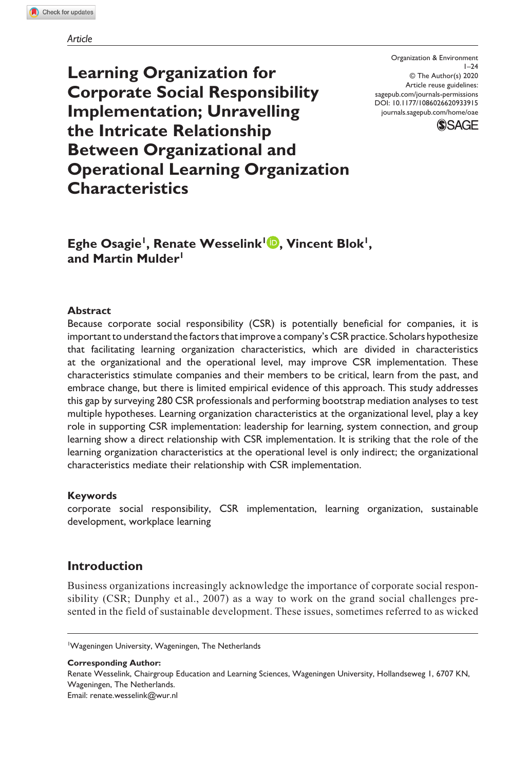*Article*

Organization & Environment
© The Author(s) 2020
Article reuse guidelines:
sagepub.com/journals-permissions
DOI: 10.1177/1086026620933915
journals.sagepub.com/home/oae

# Learning Organization for Corporate Social Responsibility Implementation; Unravelling the Intricate Relationship Between Organizational and Operational Learning Organization Characteristics

**Eghe Osagie[1], Renate Wesselink[1], Vincent Blok[1], and Martin Mulder[1]**

## Abstract

Because corporate social responsibility (CSR) is potentially beneficial for companies, it is important to understand the factors that improve a company's CSR practice. Scholars hypothesize that facilitating learning organization characteristics, which are divided in characteristics at the organizational and the operational level, may improve CSR implementation. These characteristics stimulate companies and their members to be critical, learn from the past, and embrace change, but there is limited empirical evidence of this approach. This study addresses this gap by surveying 280 CSR professionals and performing bootstrap mediation analyses to test multiple hypotheses. Learning organization characteristics at the organizational level, play a key role in supporting CSR implementation: leadership for learning, system connection, and group learning show a direct relationship with CSR implementation. It is striking that the role of the learning organization characteristics at the operational level is only indirect; the organizational characteristics mediate their relationship with CSR implementation.

## Keywords

corporate social responsibility, CSR implementation, learning organization, sustainable development, workplace learning

## Introduction

Business organizations increasingly acknowledge the importance of corporate social responsibility (CSR; Dunphy et al., 2007) as a way to work on the grand social challenges presented in the field of sustainable development. These issues, sometimes referred to as wicked

[1]Wageningen University, Wageningen, The Netherlands

**Corresponding Author:**
Renate Wesselink, Chairgroup Education and Learning Sciences, Wageningen University, Hollandseweg 1, 6707 KN, Wageningen, The Netherlands.
Email: renate.wesselink@wur.nl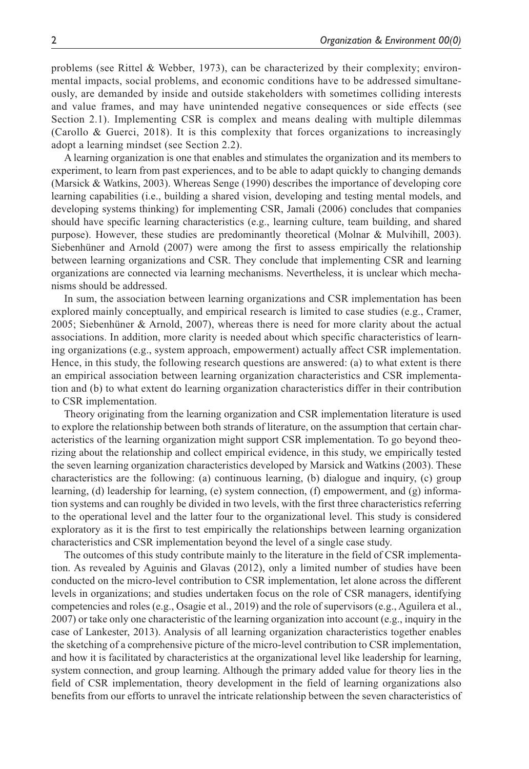problems (see Rittel & Webber, 1973), can be characterized by their complexity; environmental impacts, social problems, and economic conditions have to be addressed simultaneously, are demanded by inside and outside stakeholders with sometimes colliding interests and value frames, and may have unintended negative consequences or side effects (see Section 2.1). Implementing CSR is complex and means dealing with multiple dilemmas (Carollo & Guerci, 2018). It is this complexity that forces organizations to increasingly adopt a learning mindset (see Section 2.2).

A learning organization is one that enables and stimulates the organization and its members to experiment, to learn from past experiences, and to be able to adapt quickly to changing demands (Marsick & Watkins, 2003). Whereas Senge (1990) describes the importance of developing core learning capabilities (i.e., building a shared vision, developing and testing mental models, and developing systems thinking) for implementing CSR, Jamali (2006) concludes that companies should have specific learning characteristics (e.g., learning culture, team building, and shared purpose). However, these studies are predominantly theoretical (Molnar & Mulvihill, 2003). Siebenhüner and Arnold (2007) were among the first to assess empirically the relationship between learning organizations and CSR. They conclude that implementing CSR and learning organizations are connected via learning mechanisms. Nevertheless, it is unclear which mechanisms should be addressed.

In sum, the association between learning organizations and CSR implementation has been explored mainly conceptually, and empirical research is limited to case studies (e.g., Cramer, 2005; Siebenhüner & Arnold, 2007), whereas there is need for more clarity about the actual associations. In addition, more clarity is needed about which specific characteristics of learning organizations (e.g., system approach, empowerment) actually affect CSR implementation. Hence, in this study, the following research questions are answered: (a) to what extent is there an empirical association between learning organization characteristics and CSR implementation and (b) to what extent do learning organization characteristics differ in their contribution to CSR implementation.

Theory originating from the learning organization and CSR implementation literature is used to explore the relationship between both strands of literature, on the assumption that certain characteristics of the learning organization might support CSR implementation. To go beyond theorizing about the relationship and collect empirical evidence, in this study, we empirically tested the seven learning organization characteristics developed by Marsick and Watkins (2003). These characteristics are the following: (a) continuous learning, (b) dialogue and inquiry, (c) group learning, (d) leadership for learning, (e) system connection, (f) empowerment, and (g) information systems and can roughly be divided in two levels, with the first three characteristics referring to the operational level and the latter four to the organizational level. This study is considered exploratory as it is the first to test empirically the relationships between learning organization characteristics and CSR implementation beyond the level of a single case study.

The outcomes of this study contribute mainly to the literature in the field of CSR implementation. As revealed by Aguinis and Glavas (2012), only a limited number of studies have been conducted on the micro-level contribution to CSR implementation, let alone across the different levels in organizations; and studies undertaken focus on the role of CSR managers, identifying competencies and roles (e.g., Osagie et al., 2019) and the role of supervisors (e.g., Aguilera et al., 2007) or take only one characteristic of the learning organization into account (e.g., inquiry in the case of Lankester, 2013). Analysis of all learning organization characteristics together enables the sketching of a comprehensive picture of the micro-level contribution to CSR implementation, and how it is facilitated by characteristics at the organizational level like leadership for learning, system connection, and group learning. Although the primary added value for theory lies in the field of CSR implementation, theory development in the field of learning organizations also benefits from our efforts to unravel the intricate relationship between the seven characteristics of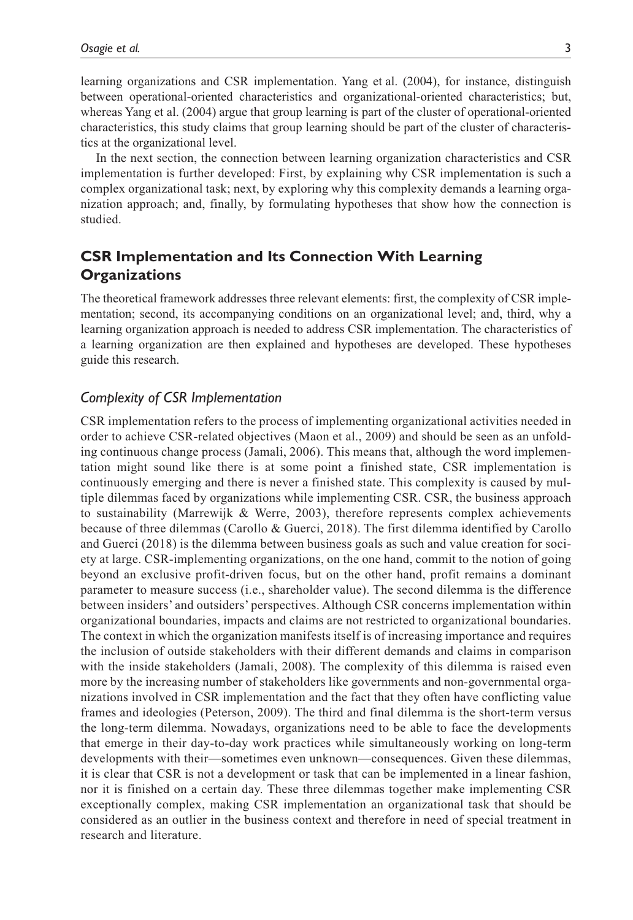learning organizations and CSR implementation. Yang et al. (2004), for instance, distinguish between operational-oriented characteristics and organizational-oriented characteristics; but, whereas Yang et al. (2004) argue that group learning is part of the cluster of operational-oriented characteristics, this study claims that group learning should be part of the cluster of characteristics at the organizational level.

In the next section, the connection between learning organization characteristics and CSR implementation is further developed: First, by explaining why CSR implementation is such a complex organizational task; next, by exploring why this complexity demands a learning organization approach; and, finally, by formulating hypotheses that show how the connection is studied.

## CSR Implementation and Its Connection With Learning Organizations

The theoretical framework addresses three relevant elements: first, the complexity of CSR implementation; second, its accompanying conditions on an organizational level; and, third, why a learning organization approach is needed to address CSR implementation. The characteristics of a learning organization are then explained and hypotheses are developed. These hypotheses guide this research.

### *Complexity of CSR Implementation*

CSR implementation refers to the process of implementing organizational activities needed in order to achieve CSR-related objectives (Maon et al., 2009) and should be seen as an unfolding continuous change process (Jamali, 2006). This means that, although the word implementation might sound like there is at some point a finished state, CSR implementation is continuously emerging and there is never a finished state. This complexity is caused by multiple dilemmas faced by organizations while implementing CSR. CSR, the business approach to sustainability (Marrewijk & Werre, 2003), therefore represents complex achievements because of three dilemmas (Carollo & Guerci, 2018). The first dilemma identified by Carollo and Guerci (2018) is the dilemma between business goals as such and value creation for society at large. CSR-implementing organizations, on the one hand, commit to the notion of going beyond an exclusive profit-driven focus, but on the other hand, profit remains a dominant parameter to measure success (i.e., shareholder value). The second dilemma is the difference between insiders' and outsiders' perspectives. Although CSR concerns implementation within organizational boundaries, impacts and claims are not restricted to organizational boundaries. The context in which the organization manifests itself is of increasing importance and requires the inclusion of outside stakeholders with their different demands and claims in comparison with the inside stakeholders (Jamali, 2008). The complexity of this dilemma is raised even more by the increasing number of stakeholders like governments and non-governmental organizations involved in CSR implementation and the fact that they often have conflicting value frames and ideologies (Peterson, 2009). The third and final dilemma is the short-term versus the long-term dilemma. Nowadays, organizations need to be able to face the developments that emerge in their day-to-day work practices while simultaneously working on long-term developments with their—sometimes even unknown—consequences. Given these dilemmas, it is clear that CSR is not a development or task that can be implemented in a linear fashion, nor it is finished on a certain day. These three dilemmas together make implementing CSR exceptionally complex, making CSR implementation an organizational task that should be considered as an outlier in the business context and therefore in need of special treatment in research and literature.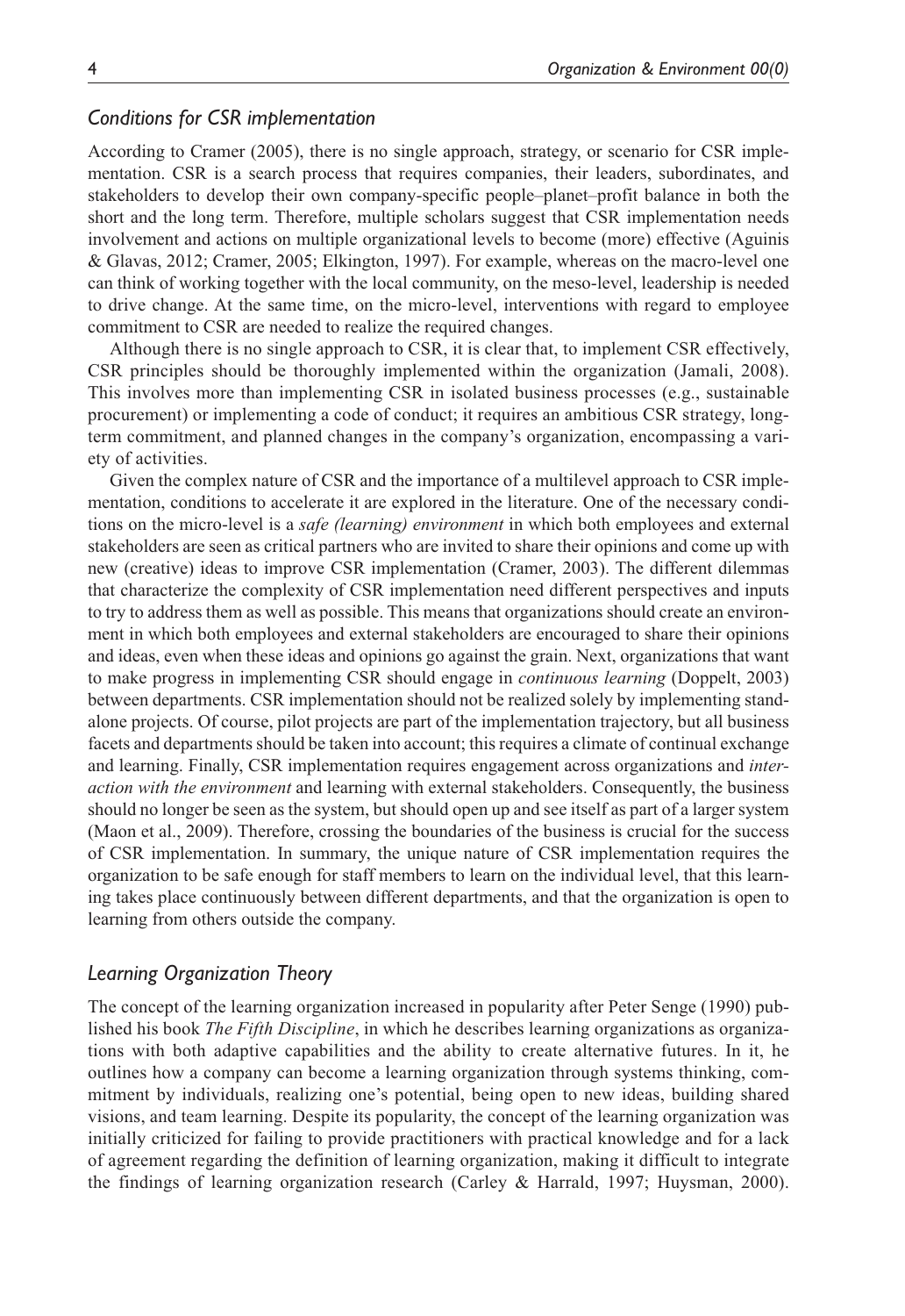### *Conditions for CSR implementation*

According to Cramer (2005), there is no single approach, strategy, or scenario for CSR implementation. CSR is a search process that requires companies, their leaders, subordinates, and stakeholders to develop their own company-specific people–planet–profit balance in both the short and the long term. Therefore, multiple scholars suggest that CSR implementation needs involvement and actions on multiple organizational levels to become (more) effective (Aguinis & Glavas, 2012; Cramer, 2005; Elkington, 1997). For example, whereas on the macro-level one can think of working together with the local community, on the meso-level, leadership is needed to drive change. At the same time, on the micro-level, interventions with regard to employee commitment to CSR are needed to realize the required changes.

Although there is no single approach to CSR, it is clear that, to implement CSR effectively, CSR principles should be thoroughly implemented within the organization (Jamali, 2008). This involves more than implementing CSR in isolated business processes (e.g., sustainable procurement) or implementing a code of conduct; it requires an ambitious CSR strategy, long-term commitment, and planned changes in the company's organization, encompassing a variety of activities.

Given the complex nature of CSR and the importance of a multilevel approach to CSR implementation, conditions to accelerate it are explored in the literature. One of the necessary conditions on the micro-level is a *safe (learning) environment* in which both employees and external stakeholders are seen as critical partners who are invited to share their opinions and come up with new (creative) ideas to improve CSR implementation (Cramer, 2003). The different dilemmas that characterize the complexity of CSR implementation need different perspectives and inputs to try to address them as well as possible. This means that organizations should create an environment in which both employees and external stakeholders are encouraged to share their opinions and ideas, even when these ideas and opinions go against the grain. Next, organizations that want to make progress in implementing CSR should engage in *continuous learning* (Doppelt, 2003) between departments. CSR implementation should not be realized solely by implementing stand-alone projects. Of course, pilot projects are part of the implementation trajectory, but all business facets and departments should be taken into account; this requires a climate of continual exchange and learning. Finally, CSR implementation requires engagement across organizations and *interaction with the environment* and learning with external stakeholders. Consequently, the business should no longer be seen as the system, but should open up and see itself as part of a larger system (Maon et al., 2009). Therefore, crossing the boundaries of the business is crucial for the success of CSR implementation. In summary, the unique nature of CSR implementation requires the organization to be safe enough for staff members to learn on the individual level, that this learning takes place continuously between different departments, and that the organization is open to learning from others outside the company.

### *Learning Organization Theory*

The concept of the learning organization increased in popularity after Peter Senge (1990) published his book *The Fifth Discipline*, in which he describes learning organizations as organizations with both adaptive capabilities and the ability to create alternative futures. In it, he outlines how a company can become a learning organization through systems thinking, commitment by individuals, realizing one's potential, being open to new ideas, building shared visions, and team learning. Despite its popularity, the concept of the learning organization was initially criticized for failing to provide practitioners with practical knowledge and for a lack of agreement regarding the definition of learning organization, making it difficult to integrate the findings of learning organization research (Carley & Harrald, 1997; Huysman, 2000).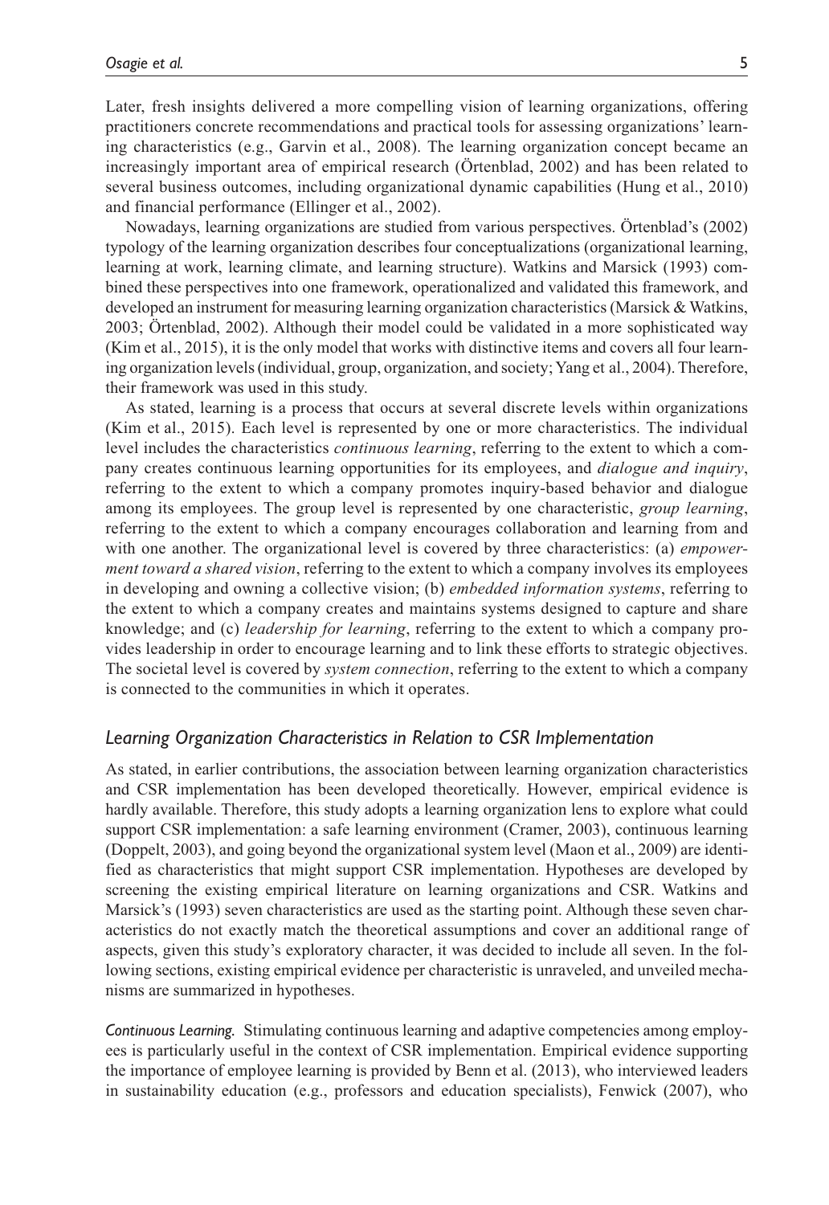Later, fresh insights delivered a more compelling vision of learning organizations, offering practitioners concrete recommendations and practical tools for assessing organizations' learning characteristics (e.g., Garvin et al., 2008). The learning organization concept became an increasingly important area of empirical research (Örtenblad, 2002) and has been related to several business outcomes, including organizational dynamic capabilities (Hung et al., 2010) and financial performance (Ellinger et al., 2002).

Nowadays, learning organizations are studied from various perspectives. Örtenblad's (2002) typology of the learning organization describes four conceptualizations (organizational learning, learning at work, learning climate, and learning structure). Watkins and Marsick (1993) combined these perspectives into one framework, operationalized and validated this framework, and developed an instrument for measuring learning organization characteristics (Marsick & Watkins, 2003; Örtenblad, 2002). Although their model could be validated in a more sophisticated way (Kim et al., 2015), it is the only model that works with distinctive items and covers all four learning organization levels (individual, group, organization, and society; Yang et al., 2004). Therefore, their framework was used in this study.

As stated, learning is a process that occurs at several discrete levels within organizations (Kim et al., 2015). Each level is represented by one or more characteristics. The individual level includes the characteristics *continuous learning*, referring to the extent to which a company creates continuous learning opportunities for its employees, and *dialogue and inquiry*, referring to the extent to which a company promotes inquiry-based behavior and dialogue among its employees. The group level is represented by one characteristic, *group learning*, referring to the extent to which a company encourages collaboration and learning from and with one another. The organizational level is covered by three characteristics: (a) *empowerment toward a shared vision*, referring to the extent to which a company involves its employees in developing and owning a collective vision; (b) *embedded information systems*, referring to the extent to which a company creates and maintains systems designed to capture and share knowledge; and (c) *leadership for learning*, referring to the extent to which a company provides leadership in order to encourage learning and to link these efforts to strategic objectives. The societal level is covered by *system connection*, referring to the extent to which a company is connected to the communities in which it operates.

### *Learning Organization Characteristics in Relation to CSR Implementation*

As stated, in earlier contributions, the association between learning organization characteristics and CSR implementation has been developed theoretically. However, empirical evidence is hardly available. Therefore, this study adopts a learning organization lens to explore what could support CSR implementation: a safe learning environment (Cramer, 2003), continuous learning (Doppelt, 2003), and going beyond the organizational system level (Maon et al., 2009) are identified as characteristics that might support CSR implementation. Hypotheses are developed by screening the existing empirical literature on learning organizations and CSR. Watkins and Marsick's (1993) seven characteristics are used as the starting point. Although these seven characteristics do not exactly match the theoretical assumptions and cover an additional range of aspects, given this study's exploratory character, it was decided to include all seven. In the following sections, existing empirical evidence per characteristic is unraveled, and unveiled mechanisms are summarized in hypotheses.

*Continuous Learning.* Stimulating continuous learning and adaptive competencies among employees is particularly useful in the context of CSR implementation. Empirical evidence supporting the importance of employee learning is provided by Benn et al. (2013), who interviewed leaders in sustainability education (e.g., professors and education specialists), Fenwick (2007), who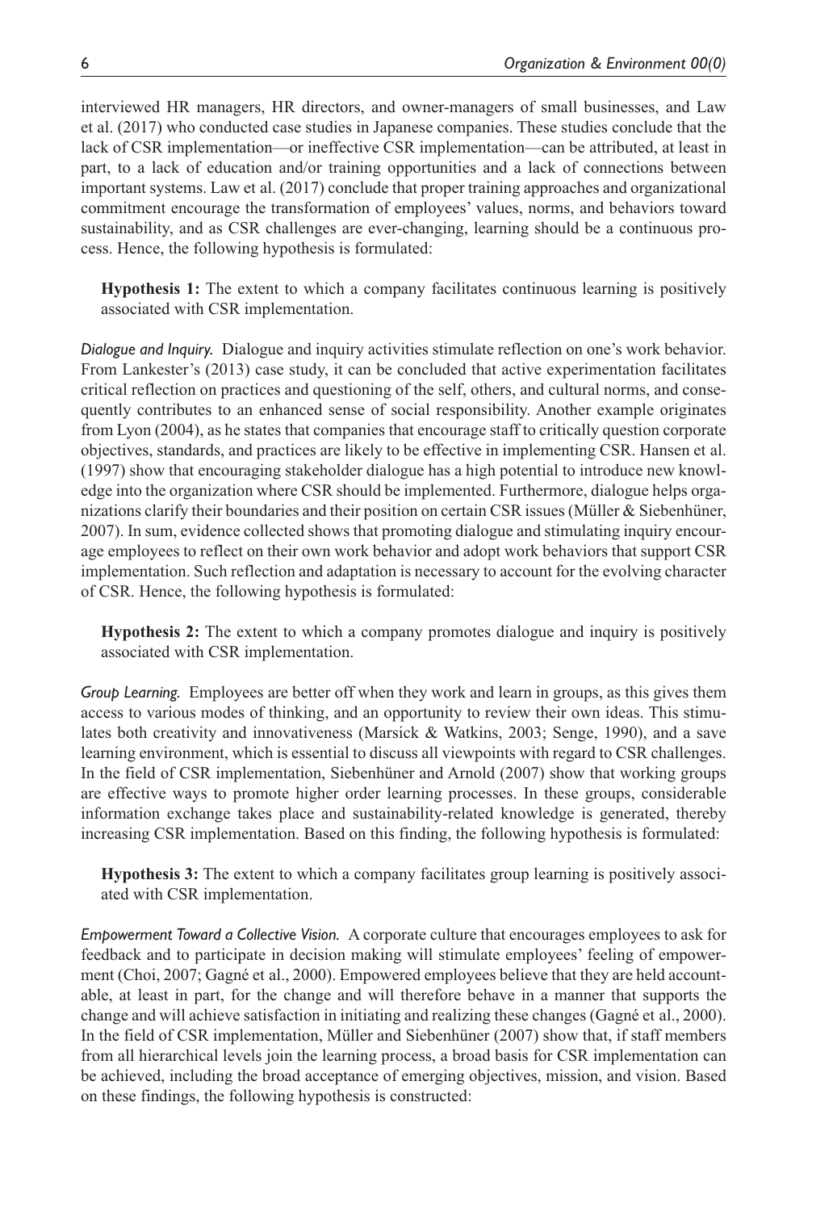interviewed HR managers, HR directors, and owner-managers of small businesses, and Law et al. (2017) who conducted case studies in Japanese companies. These studies conclude that the lack of CSR implementation—or ineffective CSR implementation—can be attributed, at least in part, to a lack of education and/or training opportunities and a lack of connections between important systems. Law et al. (2017) conclude that proper training approaches and organizational commitment encourage the transformation of employees' values, norms, and behaviors toward sustainability, and as CSR challenges are ever-changing, learning should be a continuous process. Hence, the following hypothesis is formulated:

> **Hypothesis 1:** The extent to which a company facilitates continuous learning is positively associated with CSR implementation.

*Dialogue and Inquiry.* Dialogue and inquiry activities stimulate reflection on one's work behavior. From Lankester's (2013) case study, it can be concluded that active experimentation facilitates critical reflection on practices and questioning of the self, others, and cultural norms, and consequently contributes to an enhanced sense of social responsibility. Another example originates from Lyon (2004), as he states that companies that encourage staff to critically question corporate objectives, standards, and practices are likely to be effective in implementing CSR. Hansen et al. (1997) show that encouraging stakeholder dialogue has a high potential to introduce new knowledge into the organization where CSR should be implemented. Furthermore, dialogue helps organizations clarify their boundaries and their position on certain CSR issues (Müller & Siebenhüner, 2007). In sum, evidence collected shows that promoting dialogue and stimulating inquiry encourage employees to reflect on their own work behavior and adopt work behaviors that support CSR implementation. Such reflection and adaptation is necessary to account for the evolving character of CSR. Hence, the following hypothesis is formulated:

> **Hypothesis 2:** The extent to which a company promotes dialogue and inquiry is positively associated with CSR implementation.

*Group Learning.* Employees are better off when they work and learn in groups, as this gives them access to various modes of thinking, and an opportunity to review their own ideas. This stimulates both creativity and innovativeness (Marsick & Watkins, 2003; Senge, 1990), and a save learning environment, which is essential to discuss all viewpoints with regard to CSR challenges. In the field of CSR implementation, Siebenhüner and Arnold (2007) show that working groups are effective ways to promote higher order learning processes. In these groups, considerable information exchange takes place and sustainability-related knowledge is generated, thereby increasing CSR implementation. Based on this finding, the following hypothesis is formulated:

> **Hypothesis 3:** The extent to which a company facilitates group learning is positively associated with CSR implementation.

*Empowerment Toward a Collective Vision.* A corporate culture that encourages employees to ask for feedback and to participate in decision making will stimulate employees' feeling of empowerment (Choi, 2007; Gagné et al., 2000). Empowered employees believe that they are held accountable, at least in part, for the change and will therefore behave in a manner that supports the change and will achieve satisfaction in initiating and realizing these changes (Gagné et al., 2000). In the field of CSR implementation, Müller and Siebenhüner (2007) show that, if staff members from all hierarchical levels join the learning process, a broad basis for CSR implementation can be achieved, including the broad acceptance of emerging objectives, mission, and vision. Based on these findings, the following hypothesis is constructed: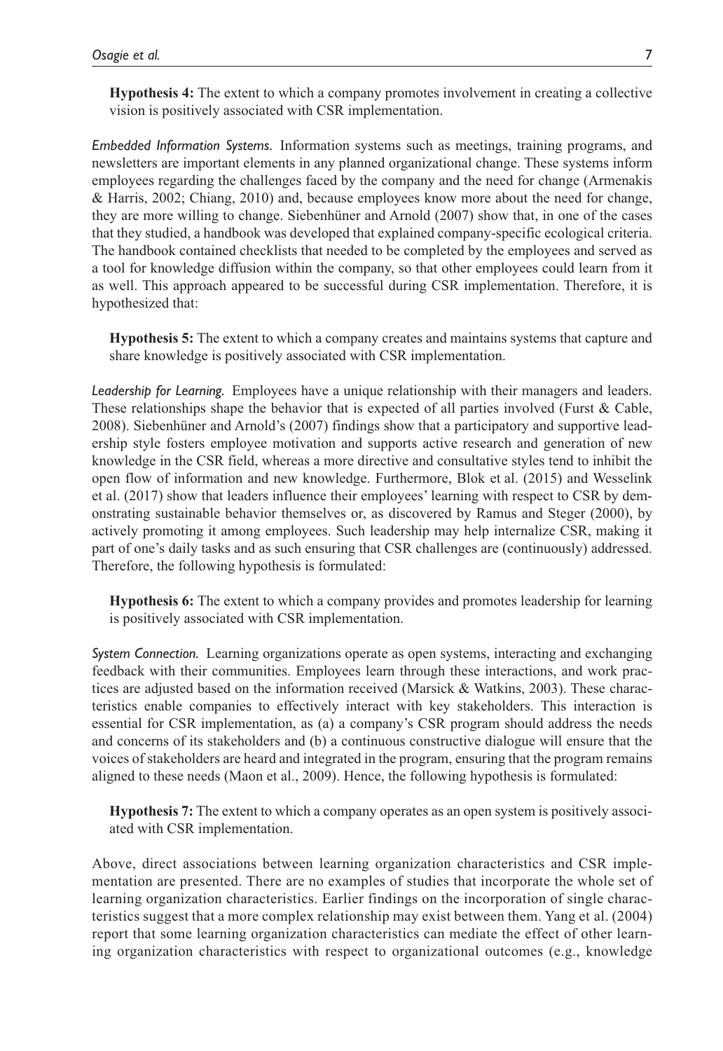**Hypothesis 4:** The extent to which a company promotes involvement in creating a collective vision is positively associated with CSR implementation.

*Embedded Information Systems.* Information systems such as meetings, training programs, and newsletters are important elements in any planned organizational change. These systems inform employees regarding the challenges faced by the company and the need for change (Armenakis & Harris, 2002; Chiang, 2010) and, because employees know more about the need for change, they are more willing to change. Siebenhüner and Arnold (2007) show that, in one of the cases that they studied, a handbook was developed that explained company-specific ecological criteria. The handbook contained checklists that needed to be completed by the employees and served as a tool for knowledge diffusion within the company, so that other employees could learn from it as well. This approach appeared to be successful during CSR implementation. Therefore, it is hypothesized that:

**Hypothesis 5:** The extent to which a company creates and maintains systems that capture and share knowledge is positively associated with CSR implementation.

*Leadership for Learning.* Employees have a unique relationship with their managers and leaders. These relationships shape the behavior that is expected of all parties involved (Furst & Cable, 2008). Siebenhüner and Arnold's (2007) findings show that a participatory and supportive leadership style fosters employee motivation and supports active research and generation of new knowledge in the CSR field, whereas a more directive and consultative styles tend to inhibit the open flow of information and new knowledge. Furthermore, Blok et al. (2015) and Wesselink et al. (2017) show that leaders influence their employees' learning with respect to CSR by demonstrating sustainable behavior themselves or, as discovered by Ramus and Steger (2000), by actively promoting it among employees. Such leadership may help internalize CSR, making it part of one's daily tasks and as such ensuring that CSR challenges are (continuously) addressed. Therefore, the following hypothesis is formulated:

**Hypothesis 6:** The extent to which a company provides and promotes leadership for learning is positively associated with CSR implementation.

*System Connection.* Learning organizations operate as open systems, interacting and exchanging feedback with their communities. Employees learn through these interactions, and work practices are adjusted based on the information received (Marsick & Watkins, 2003). These characteristics enable companies to effectively interact with key stakeholders. This interaction is essential for CSR implementation, as (a) a company's CSR program should address the needs and concerns of its stakeholders and (b) a continuous constructive dialogue will ensure that the voices of stakeholders are heard and integrated in the program, ensuring that the program remains aligned to these needs (Maon et al., 2009). Hence, the following hypothesis is formulated:

**Hypothesis 7:** The extent to which a company operates as an open system is positively associated with CSR implementation.

Above, direct associations between learning organization characteristics and CSR implementation are presented. There are no examples of studies that incorporate the whole set of learning organization characteristics. Earlier findings on the incorporation of single characteristics suggest that a more complex relationship may exist between them. Yang et al. (2004) report that some learning organization characteristics can mediate the effect of other learning organization characteristics with respect to organizational outcomes (e.g., knowledge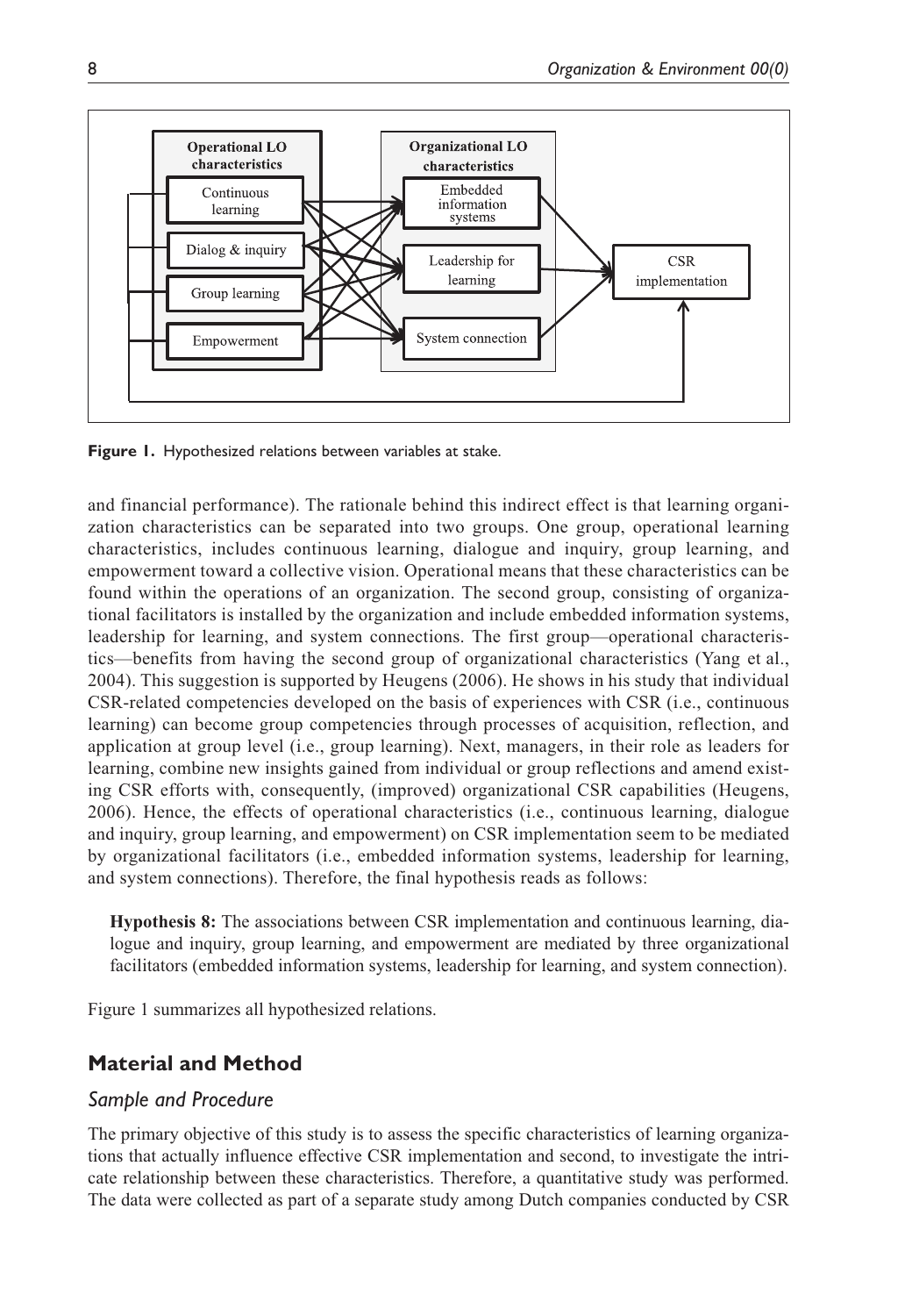Figure 1. Hypothesized relations between variables at stake.

and financial performance). The rationale behind this indirect effect is that learning organization characteristics can be separated into two groups. One group, operational learning characteristics, includes continuous learning, dialogue and inquiry, group learning, and empowerment toward a collective vision. Operational means that these characteristics can be found within the operations of an organization. The second group, consisting of organizational facilitators is installed by the organization and include embedded information systems, leadership for learning, and system connections. The first group—operational characteristics—benefits from having the second group of organizational characteristics (Yang et al., 2004). This suggestion is supported by Heugens (2006). He shows in his study that individual CSR-related competencies developed on the basis of experiences with CSR (i.e., continuous learning) can become group competencies through processes of acquisition, reflection, and application at group level (i.e., group learning). Next, managers, in their role as leaders for learning, combine new insights gained from individual or group reflections and amend existing CSR efforts with, consequently, (improved) organizational CSR capabilities (Heugens, 2006). Hence, the effects of operational characteristics (i.e., continuous learning, dialogue and inquiry, group learning, and empowerment) on CSR implementation seem to be mediated by organizational facilitators (i.e., embedded information systems, leadership for learning, and system connections). Therefore, the final hypothesis reads as follows:

> **Hypothesis 8:** The associations between CSR implementation and continuous learning, dialogue and inquiry, group learning, and empowerment are mediated by three organizational facilitators (embedded information systems, leadership for learning, and system connection).

Figure 1 summarizes all hypothesized relations.

## Material and Method

### *Sample and Procedure*

The primary objective of this study is to assess the specific characteristics of learning organizations that actually influence effective CSR implementation and second, to investigate the intricate relationship between these characteristics. Therefore, a quantitative study was performed. The data were collected as part of a separate study among Dutch companies conducted by CSR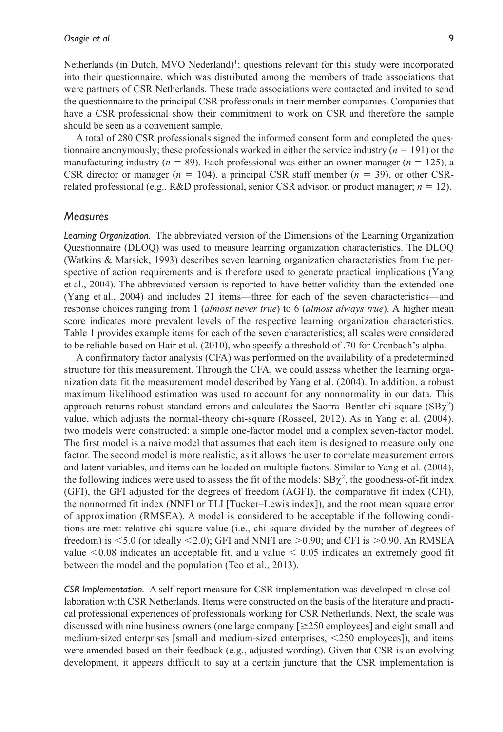Netherlands (in Dutch, MVO Nederland)[1]; questions relevant for this study were incorporated into their questionnaire, which was distributed among the members of trade associations that were partners of CSR Netherlands. These trade associations were contacted and invited to send the questionnaire to the principal CSR professionals in their member companies. Companies that have a CSR professional show their commitment to work on CSR and therefore the sample should be seen as a convenient sample.

A total of 280 CSR professionals signed the informed consent form and completed the questionnaire anonymously; these professionals worked in either the service industry ($n$ = 191) or the manufacturing industry ($n$ = 89). Each professional was either an owner-manager ($n$ = 125), a CSR director or manager ($n$ = 104), a principal CSR staff member ($n$ = 39), or other CSR-related professional (e.g., R&D professional, senior CSR advisor, or product manager; $n$ = 12).

## Measures

*Learning Organization.* The abbreviated version of the Dimensions of the Learning Organization Questionnaire (DLOQ) was used to measure learning organization characteristics. The DLOQ (Watkins & Marsick, 1993) describes seven learning organization characteristics from the perspective of action requirements and is therefore used to generate practical implications (Yang et al., 2004). The abbreviated version is reported to have better validity than the extended one (Yang et al., 2004) and includes 21 items—three for each of the seven characteristics—and response choices ranging from 1 (*almost never true*) to 6 (*almost always true*). A higher mean score indicates more prevalent levels of the respective learning organization characteristics. Table 1 provides example items for each of the seven characteristics; all scales were considered to be reliable based on Hair et al. (2010), who specify a threshold of .70 for Cronbach's alpha.

A confirmatory factor analysis (CFA) was performed on the availability of a predetermined structure for this measurement. Through the CFA, we could assess whether the learning organization data fit the measurement model described by Yang et al. (2004). In addition, a robust maximum likelihood estimation was used to account for any nonnormality in our data. This approach returns robust standard errors and calculates the Saorra–Bentler chi-square ($SB\chi^2$) value, which adjusts the normal-theory chi-square (Rosseel, 2012). As in Yang et al. (2004), two models were constructed: a simple one-factor model and a complex seven-factor model. The first model is a naive model that assumes that each item is designed to measure only one factor. The second model is more realistic, as it allows the user to correlate measurement errors and latent variables, and items can be loaded on multiple factors. Similar to Yang et al. (2004), the following indices were used to assess the fit of the models: $SB\chi^2$, the goodness-of-fit index (GFI), the GFI adjusted for the degrees of freedom (AGFI), the comparative fit index (CFI), the nonnormed fit index (NNFI or TLI [Tucker–Lewis index]), and the root mean square error of approximation (RMSEA). A model is considered to be acceptable if the following conditions are met: relative chi-square value (i.e., chi-square divided by the number of degrees of freedom) is $<5.0$ (or ideally $<2.0$); GFI and NNFI are $>0.90$; and CFI is $>0.90$. An RMSEA value $<0.08$ indicates an acceptable fit, and a value $<0.05$ indicates an extremely good fit between the model and the population (Teo et al., 2013).

*CSR Implementation.* A self-report measure for CSR implementation was developed in close collaboration with CSR Netherlands. Items were constructed on the basis of the literature and practical professional experiences of professionals working for CSR Netherlands. Next, the scale was discussed with nine business owners (one large company [≥250 employees] and eight small and medium-sized enterprises [small and medium-sized enterprises, <250 employees]), and items were amended based on their feedback (e.g., adjusted wording). Given that CSR is an evolving development, it appears difficult to say at a certain juncture that the CSR implementation is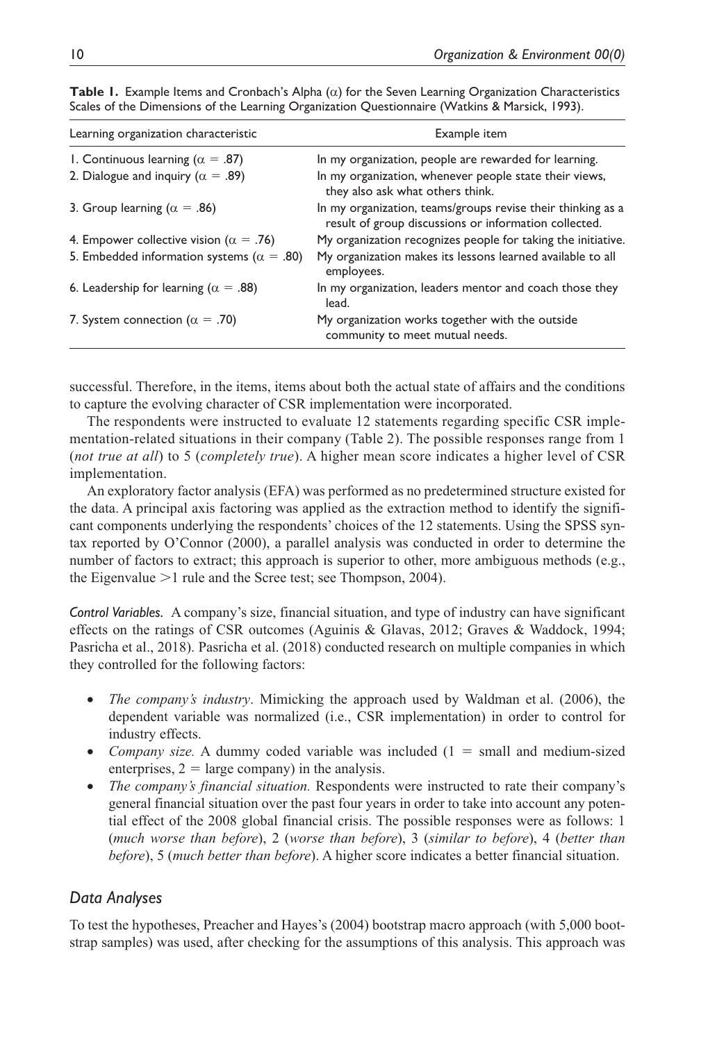**Table 1.** Example Items and Cronbach's Alpha (α) for the Seven Learning Organization Characteristics Scales of the Dimensions of the Learning Organization Questionnaire (Watkins & Marsick, 1993).

| Learning organization characteristic | Example item |
|---|---|
| 1. Continuous learning ($\alpha$ = .87) | In my organization, people are rewarded for learning. |
| 2. Dialogue and inquiry ($\alpha$ = .89) | In my organization, whenever people state their views, they also ask what others think. |
| 3. Group learning ($\alpha$ = .86) | In my organization, teams/groups revise their thinking as a result of group discussions or information collected. |
| 4. Empower collective vision ($\alpha$ = .76) | My organization recognizes people for taking the initiative. |
| 5. Embedded information systems ($\alpha$ = .80) | My organization makes its lessons learned available to all employees. |
| 6. Leadership for learning ($\alpha$ = .88) | In my organization, leaders mentor and coach those they lead. |
| 7. System connection ($\alpha$ = .70) | My organization works together with the outside community to meet mutual needs. |

successful. Therefore, in the items, items about both the actual state of affairs and the conditions to capture the evolving character of CSR implementation were incorporated.

The respondents were instructed to evaluate 12 statements regarding specific CSR implementation-related situations in their company (Table 2). The possible responses range from 1 (*not true at all*) to 5 (*completely true*). A higher mean score indicates a higher level of CSR implementation.

An exploratory factor analysis (EFA) was performed as no predetermined structure existed for the data. A principal axis factoring was applied as the extraction method to identify the significant components underlying the respondents' choices of the 12 statements. Using the SPSS syntax reported by O'Connor (2000), a parallel analysis was conducted in order to determine the number of factors to extract; this approach is superior to other, more ambiguous methods (e.g., the Eigenvalue >1 rule and the Scree test; see Thompson, 2004).

*Control Variables.* A company's size, financial situation, and type of industry can have significant effects on the ratings of CSR outcomes (Aguinis & Glavas, 2012; Graves & Waddock, 1994; Pasricha et al., 2018). Pasricha et al. (2018) conducted research on multiple companies in which they controlled for the following factors:

- *The company's industry*. Mimicking the approach used by Waldman et al. (2006), the dependent variable was normalized (i.e., CSR implementation) in order to control for industry effects.
- *Company size.* A dummy coded variable was included (1 = small and medium-sized enterprises, 2 = large company) in the analysis.
- *The company's financial situation.* Respondents were instructed to rate their company's general financial situation over the past four years in order to take into account any potential effect of the 2008 global financial crisis. The possible responses were as follows: 1 (*much worse than before*), 2 (*worse than before*), 3 (*similar to before*), 4 (*better than before*), 5 (*much better than before*). A higher score indicates a better financial situation.

## *Data Analyses*

To test the hypotheses, Preacher and Hayes's (2004) bootstrap macro approach (with 5,000 bootstrap samples) was used, after checking for the assumptions of this analysis. This approach was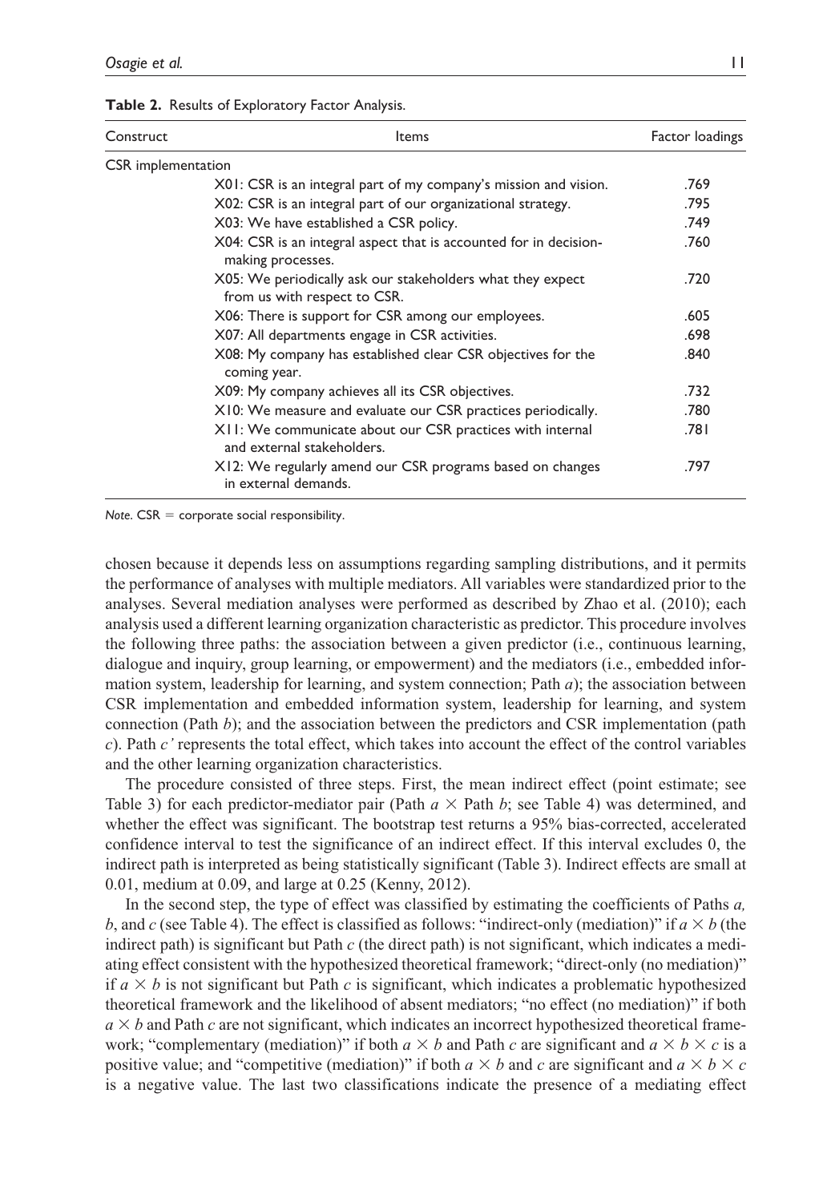**Table 2.** Results of Exploratory Factor Analysis.

| Construct | Items | Factor loadings |
|---|---|---|
| CSR implementation | | |
| | X01: CSR is an integral part of my company's mission and vision. | .769 |
| | X02: CSR is an integral part of our organizational strategy. | .795 |
| | X03: We have established a CSR policy. | .749 |
| | X04: CSR is an integral aspect that is accounted for in decision-making processes. | .760 |
| | X05: We periodically ask our stakeholders what they expect from us with respect to CSR. | .720 |
| | X06: There is support for CSR among our employees. | .605 |
| | X07: All departments engage in CSR activities. | .698 |
| | X08: My company has established clear CSR objectives for the coming year. | .840 |
| | X09: My company achieves all its CSR objectives. | .732 |
| | X10: We measure and evaluate our CSR practices periodically. | .780 |
| | X11: We communicate about our CSR practices with internal and external stakeholders. | .781 |
| | X12: We regularly amend our CSR programs based on changes in external demands. | .797 |

*Note.* CSR = corporate social responsibility.

chosen because it depends less on assumptions regarding sampling distributions, and it permits the performance of analyses with multiple mediators. All variables were standardized prior to the analyses. Several mediation analyses were performed as described by Zhao et al. (2010); each analysis used a different learning organization characteristic as predictor. This procedure involves the following three paths: the association between a given predictor (i.e., continuous learning, dialogue and inquiry, group learning, or empowerment) and the mediators (i.e., embedded information system, leadership for learning, and system connection; Path *a*); the association between CSR implementation and embedded information system, leadership for learning, and system connection (Path *b*); and the association between the predictors and CSR implementation (path *c*). Path *c'* represents the total effect, which takes into account the effect of the control variables and the other learning organization characteristics.

The procedure consisted of three steps. First, the mean indirect effect (point estimate; see Table 3) for each predictor-mediator pair (Path $a \times$ Path $b$; see Table 4) was determined, and whether the effect was significant. The bootstrap test returns a 95% bias-corrected, accelerated confidence interval to test the significance of an indirect effect. If this interval excludes 0, the indirect path is interpreted as being statistically significant (Table 3). Indirect effects are small at 0.01, medium at 0.09, and large at 0.25 (Kenny, 2012).

In the second step, the type of effect was classified by estimating the coefficients of Paths *a, b*, and *c* (see Table 4). The effect is classified as follows: "indirect-only (mediation)" if $a \times b$ (the indirect path) is significant but Path *c* (the direct path) is not significant, which indicates a mediating effect consistent with the hypothesized theoretical framework; "direct-only (no mediation)" if $a \times b$ is not significant but Path *c* is significant, which indicates a problematic hypothesized theoretical framework and the likelihood of absent mediators; "no effect (no mediation)" if both $a \times b$ and Path *c* are not significant, which indicates an incorrect hypothesized theoretical framework; "complementary (mediation)" if both $a \times b$ and Path *c* are significant and $a \times b \times c$ is a positive value; and "competitive (mediation)" if both $a \times b$ and *c* are significant and $a \times b \times c$ is a negative value. The last two classifications indicate the presence of a mediating effect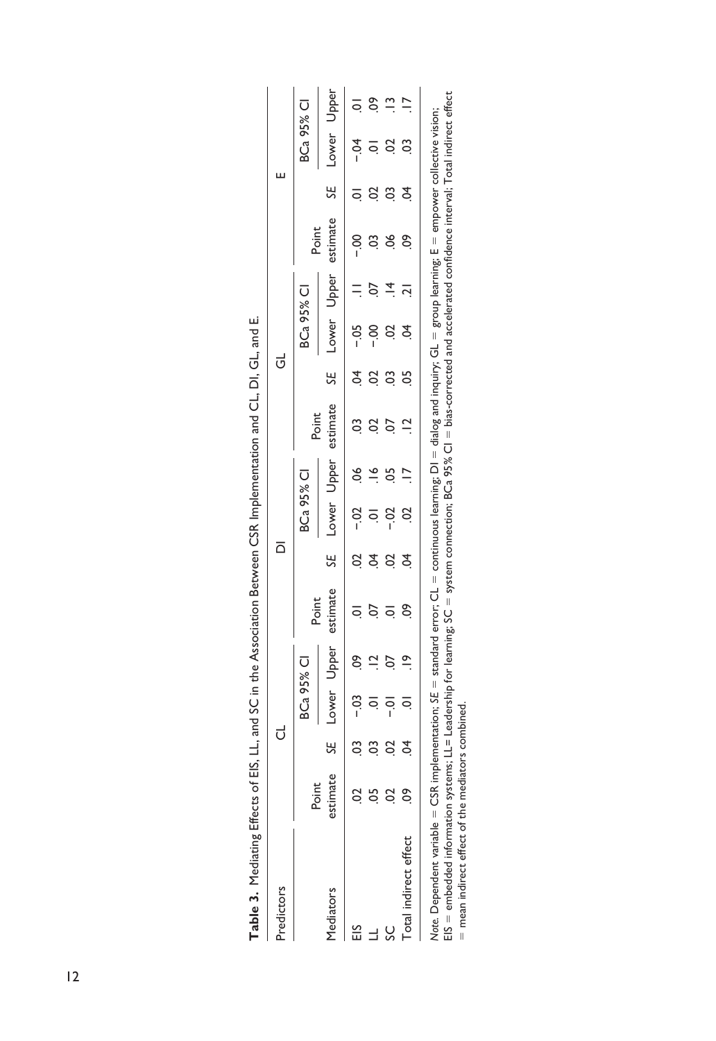**Table 3.** Mediating Effects of EIS, LL, and SC in the Association Between CSR Implementation and CL, DI, GL, and E.

| Predictors | CL | | | | DI | | | | GL | | | | E | | | |
|---|---|---|---|---|---|---|---|---|---|---|---|---|---|---|---|---|
| | Point estimate | *SE* | BCa 95% CI | | Point estimate | *SE* | BCa 95% CI | | Point estimate | *SE* | BCa 95% CI | | Point estimate | *SE* | BCa 95% CI | |
| Mediators | | | Lower | Upper | | | Lower | Upper | | | Lower | Upper | | | Lower | Upper |
| EIS | .02 | .03 | −.03 | .09 | .01 | .02 | −.02 | .06 | .03 | .04 | −.05 | .11 | −.00 | .01 | −.04 | .01 |
| LL | .05 | .03 | .01 | .12 | .07 | .04 | .01 | .16 | .02 | .02 | −.00 | .07 | .03 | .02 | .01 | .09 |
| SC | .02 | .02 | −.01 | .07 | .01 | .02 | −.02 | .05 | .07 | .03 | .02 | .14 | .06 | .03 | .02 | .13 |
| Total indirect effect | .09 | .04 | .01 | .19 | .09 | .04 | .02 | .17 | .12 | .05 | .04 | .21 | .09 | .04 | .03 | .17 |

*Note.* Dependent variable = CSR implementation; *SE* = standard error; CL = continuous learning; DI = dialog and inquiry; GL = group learning; E = empower collective vision; EIS = embedded information systems; LL= Leadership for learning; SC = system connection; BCa 95% CI = bias-corrected and accelerated confidence interval; Total indirect effect = mean indirect effect of the mediators combined.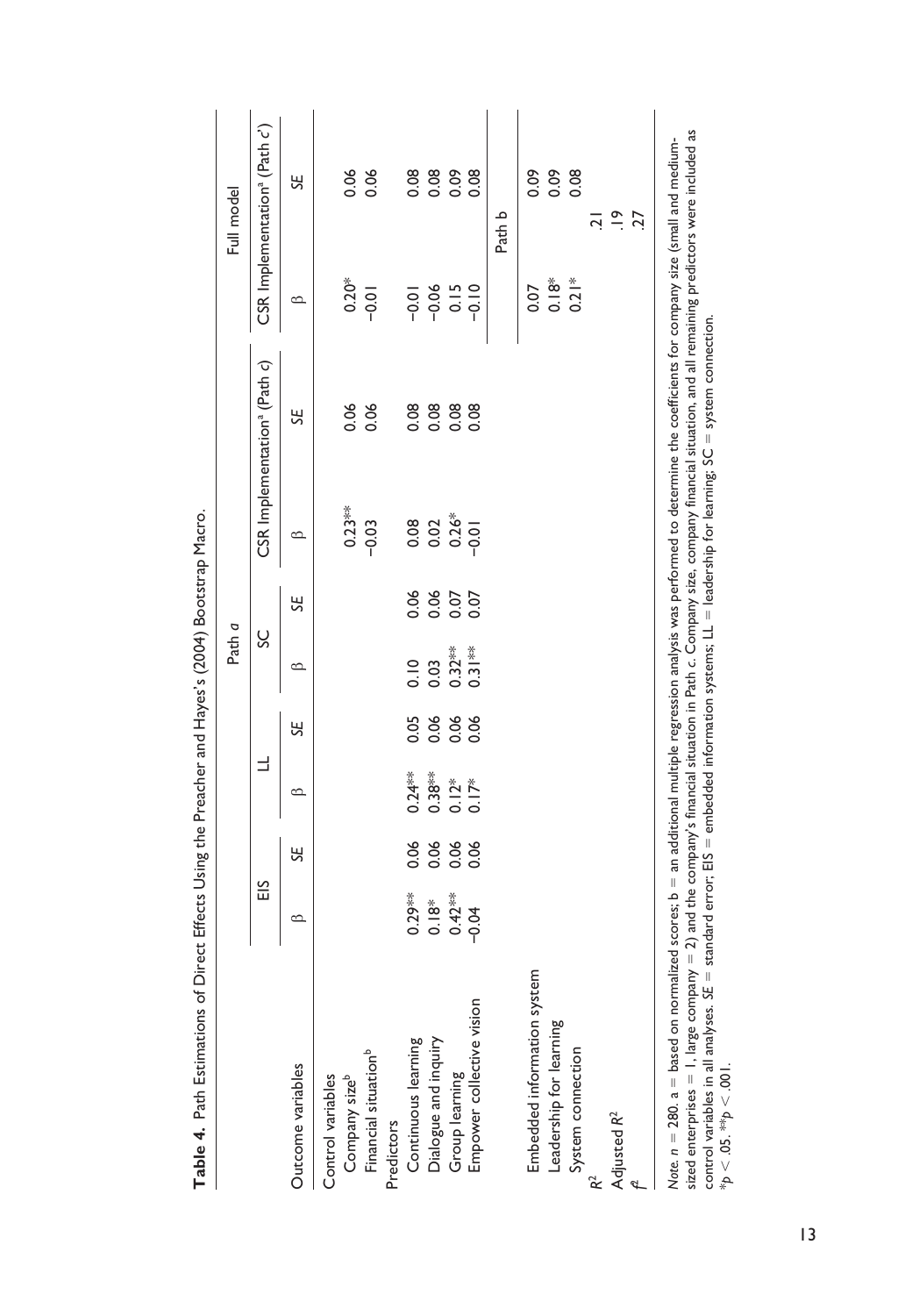**Table 4.** Path Estimations of Direct Effects Using the Preacher and Hayes's (2004) Bootstrap Macro.

| | Path *a* | | | | | | | | | | Full model | |
|---|---|---|---|---|---|---|---|---|---|---|---|---|
| | EIS | | LL | | SC | | CSR Implementation[a] (Path *c*) | | | | CSR Implementation[a] (Path *c'*) | |
| Outcome variables | β | *SE* | β | *SE* | β | *SE* | β | *SE* | | | β | *SE* |
| Control variables | | | | | | | | | | | | |
| Company size[b] | | | | | | | 0.23** | 0.06 | | | 0.20* | 0.06 |
| Financial situation[b] | | | | | | | −0.03 | 0.06 | | | −0.01 | 0.06 |
| Predictors | | | | | | | | | | | | |
| Continuous learning | 0.29** | 0.06 | 0.24** | 0.05 | 0.10 | 0.06 | 0.08 | 0.08 | | | −0.01 | 0.08 |
| Dialogue and inquiry | 0.18* | 0.06 | 0.38** | 0.06 | 0.03 | 0.06 | 0.02 | 0.08 | | | −0.06 | 0.08 |
| Group learning | 0.42** | 0.06 | 0.12* | 0.06 | 0.32** | 0.07 | 0.26* | 0.08 | | | 0.15 | 0.09 |
| Empower collective vision | −0.04 | 0.06 | 0.17* | 0.06 | 0.31** | 0.07 | −0.01 | 0.08 | | | −0.10 | 0.08 |
| | | | | | | | | | | | Path b | |
| Embedded information system | | | | | | | | | | | 0.07 | 0.09 |
| Leadership for learning | | | | | | | | | | | 0.18* | 0.09 |
| System connection | | | | | | | | | | | 0.21* | 0.08 |
| $R^2$ | | | | | | | | | | | .21 | |
| Adjusted $R^2$ | | | | | | | | | | | .19 | |
| $f^2$ | | | | | | | | | | | .27 | |

*Note.* $n = 280$. a = based on normalized scores; b = an additional multiple regression analysis was performed to determine the coefficients for company size (small and medium-sized enterprises = 1, large company = 2) and the company's financial situation in Path *c*. Company size, company financial situation, and all remaining predictors were included as control variables in all analyses. *SE* = standard error; EIS = embedded information systems; LL = leadership for learning; SC = system connection.
$^{*}p < .05$. $^{**}p < .001$.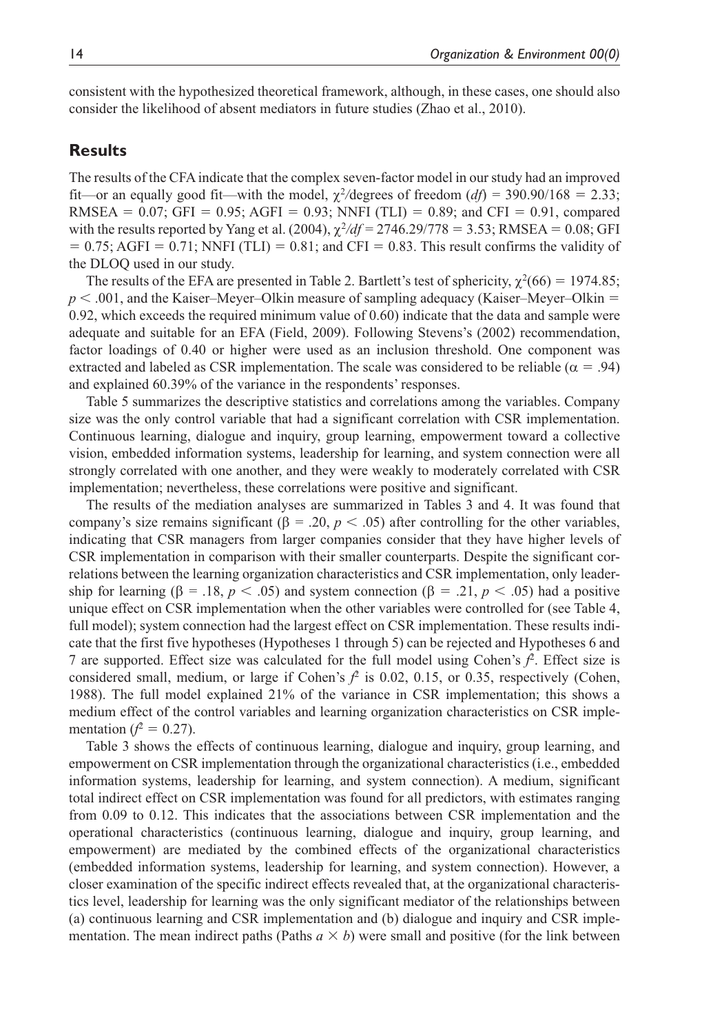consistent with the hypothesized theoretical framework, although, in these cases, one should also consider the likelihood of absent mediators in future studies (Zhao et al., 2010).

## Results

The results of the CFA indicate that the complex seven-factor model in our study had an improved fit—or an equally good fit—with the model, $\chi^2$/degrees of freedom ($df$) = 390.90/168 = 2.33; RMSEA = 0.07; GFI = 0.95; AGFI = 0.93; NNFI (TLI) = 0.89; and CFI = 0.91, compared with the results reported by Yang et al. (2004), $\chi^2/df$ = 2746.29/778 = 3.53; RMSEA = 0.08; GFI = 0.75; AGFI = 0.71; NNFI (TLI) = 0.81; and CFI = 0.83. This result confirms the validity of the DLOQ used in our study.

The results of the EFA are presented in Table 2. Bartlett's test of sphericity, $\chi^2(66)$ = 1974.85; $p < .001$, and the Kaiser–Meyer–Olkin measure of sampling adequacy (Kaiser–Meyer–Olkin = 0.92, which exceeds the required minimum value of 0.60) indicate that the data and sample were adequate and suitable for an EFA (Field, 2009). Following Stevens's (2002) recommendation, factor loadings of 0.40 or higher were used as an inclusion threshold. One component was extracted and labeled as CSR implementation. The scale was considered to be reliable ($\alpha = .94$) and explained 60.39% of the variance in the respondents' responses.

Table 5 summarizes the descriptive statistics and correlations among the variables. Company size was the only control variable that had a significant correlation with CSR implementation. Continuous learning, dialogue and inquiry, group learning, empowerment toward a collective vision, embedded information systems, leadership for learning, and system connection were all strongly correlated with one another, and they were weakly to moderately correlated with CSR implementation; nevertheless, these correlations were positive and significant.

The results of the mediation analyses are summarized in Tables 3 and 4. It was found that company's size remains significant ($\beta = .20$, $p < .05$) after controlling for the other variables, indicating that CSR managers from larger companies consider that they have higher levels of CSR implementation in comparison with their smaller counterparts. Despite the significant correlations between the learning organization characteristics and CSR implementation, only leadership for learning ($\beta = .18$, $p < .05$) and system connection ($\beta = .21$, $p < .05$) had a positive unique effect on CSR implementation when the other variables were controlled for (see Table 4, full model); system connection had the largest effect on CSR implementation. These results indicate that the first five hypotheses (Hypotheses 1 through 5) can be rejected and Hypotheses 6 and 7 are supported. Effect size was calculated for the full model using Cohen's $f^2$. Effect size is considered small, medium, or large if Cohen's $f^2$ is 0.02, 0.15, or 0.35, respectively (Cohen, 1988). The full model explained 21% of the variance in CSR implementation; this shows a medium effect of the control variables and learning organization characteristics on CSR implementation ($f^2 = 0.27$).

Table 3 shows the effects of continuous learning, dialogue and inquiry, group learning, and empowerment on CSR implementation through the organizational characteristics (i.e., embedded information systems, leadership for learning, and system connection). A medium, significant total indirect effect on CSR implementation was found for all predictors, with estimates ranging from 0.09 to 0.12. This indicates that the associations between CSR implementation and the operational characteristics (continuous learning, dialogue and inquiry, group learning, and empowerment) are mediated by the combined effects of the organizational characteristics (embedded information systems, leadership for learning, and system connection). However, a closer examination of the specific indirect effects revealed that, at the organizational characteristics level, leadership for learning was the only significant mediator of the relationships between (a) continuous learning and CSR implementation and (b) dialogue and inquiry and CSR implementation. The mean indirect paths (Paths $a \times b$) were small and positive (for the link between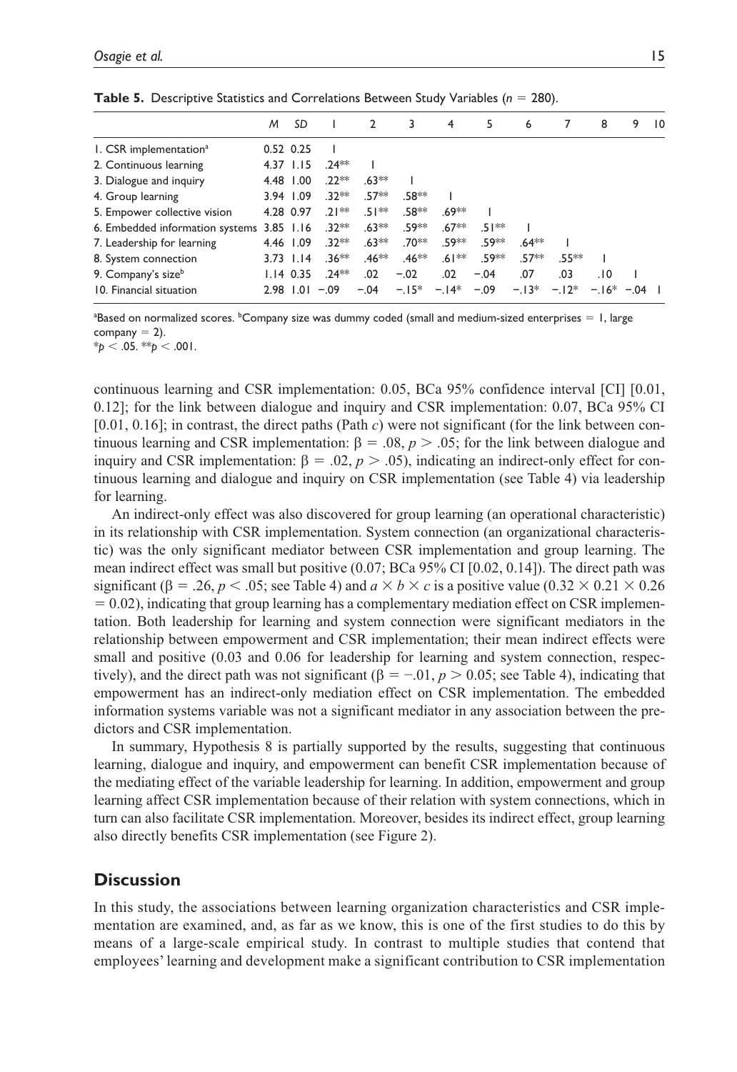**Table 5.** Descriptive Statistics and Correlations Between Study Variables ($n$ = 280).

| | $M$ | $SD$ | 1 | 2 | 3 | 4 | 5 | 6 | 7 | 8 | 9 | 10 |
|---|---|---|---|---|---|---|---|---|---|---|---|---|
| 1. CSR implementation[a] | 0.52 | 0.25 | 1 | | | | | | | | | |
| 2. Continuous learning | 4.37 | 1.15 | .24** | 1 | | | | | | | | |
| 3. Dialogue and inquiry | 4.48 | 1.00 | .22** | .63** | 1 | | | | | | | |
| 4. Group learning | 3.94 | 1.09 | .32** | .57** | .58** | 1 | | | | | | |
| 5. Empower collective vision | 4.28 | 0.97 | .21** | .51** | .58** | .69** | 1 | | | | | |
| 6. Embedded information systems | 3.85 | 1.16 | .32** | .63** | .59** | .67** | .51** | 1 | | | | |
| 7. Leadership for learning | 4.46 | 1.09 | .32** | .63** | .70** | .59** | .59** | .64** | 1 | | | |
| 8. System connection | 3.73 | 1.14 | .36** | .46** | .46** | .61** | .59** | .57** | .55** | 1 | | |
| 9. Company's size[b] | 1.14 | 0.35 | .24** | .02 | −.02 | .02 | −.04 | .07 | .03 | .10 | 1 | |
| 10. Financial situation | 2.98 | 1.01 | −.09 | −.04 | −.15* | −.14* | −.09 | −.13* | −.12* | −.16* | −.04 | 1 |

[a]Based on normalized scores. [b]Company size was dummy coded (small and medium-sized enterprises = 1, large company = 2).
*$p < .05$. **$p < .001$.

continuous learning and CSR implementation: 0.05, BCa 95% confidence interval [CI] [0.01, 0.12]; for the link between dialogue and inquiry and CSR implementation: 0.07, BCa 95% CI [0.01, 0.16]; in contrast, the direct paths (Path $c$) were not significant (for the link between continuous learning and CSR implementation: $\beta = .08$, $p > .05$; for the link between dialogue and inquiry and CSR implementation: $\beta = .02$, $p > .05$), indicating an indirect-only effect for continuous learning and dialogue and inquiry on CSR implementation (see Table 4) via leadership for learning.

An indirect-only effect was also discovered for group learning (an operational characteristic) in its relationship with CSR implementation. System connection (an organizational characteristic) was the only significant mediator between CSR implementation and group learning. The mean indirect effect was small but positive (0.07; BCa 95% CI [0.02, 0.14]). The direct path was significant ($\beta = .26$, $p < .05$; see Table 4) and $a \times b \times c$ is a positive value ($0.32 \times 0.21 \times 0.26 = 0.02$), indicating that group learning has a complementary mediation effect on CSR implementation. Both leadership for learning and system connection were significant mediators in the relationship between empowerment and CSR implementation; their mean indirect effects were small and positive (0.03 and 0.06 for leadership for learning and system connection, respectively), and the direct path was not significant ($\beta = -.01$, $p > 0.05$; see Table 4), indicating that empowerment has an indirect-only mediation effect on CSR implementation. The embedded information systems variable was not a significant mediator in any association between the predictors and CSR implementation.

In summary, Hypothesis 8 is partially supported by the results, suggesting that continuous learning, dialogue and inquiry, and empowerment can benefit CSR implementation because of the mediating effect of the variable leadership for learning. In addition, empowerment and group learning affect CSR implementation because of their relation with system connections, which in turn can also facilitate CSR implementation. Moreover, besides its indirect effect, group learning also directly benefits CSR implementation (see Figure 2).

## Discussion

In this study, the associations between learning organization characteristics and CSR implementation are examined, and, as far as we know, this is one of the first studies to do this by means of a large-scale empirical study. In contrast to multiple studies that contend that employees' learning and development make a significant contribution to CSR implementation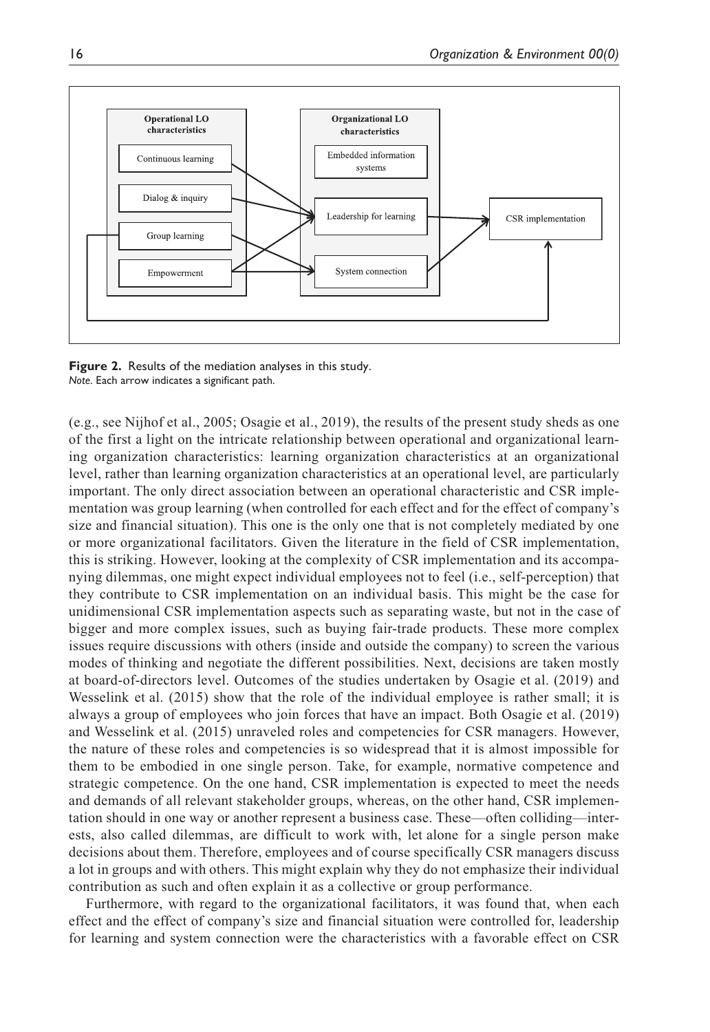Operational LO characteristics

- Continuous learning
- Dialog & inquiry
- Group learning
- Empowerment

Organizational LO characteristics

- Embedded information systems
- Leadership for learning
- System connection

CSR implementation

**Figure 2.** Results of the mediation analyses in this study.
*Note.* Each arrow indicates a significant path.

(e.g., see Nijhof et al., 2005; Osagie et al., 2019), the results of the present study sheds as one of the first a light on the intricate relationship between operational and organizational learning organization characteristics: learning organization characteristics at an organizational level, rather than learning organization characteristics at an operational level, are particularly important. The only direct association between an operational characteristic and CSR implementation was group learning (when controlled for each effect and for the effect of company's size and financial situation). This one is the only one that is not completely mediated by one or more organizational facilitators. Given the literature in the field of CSR implementation, this is striking. However, looking at the complexity of CSR implementation and its accompanying dilemmas, one might expect individual employees not to feel (i.e., self-perception) that they contribute to CSR implementation on an individual basis. This might be the case for unidimensional CSR implementation aspects such as separating waste, but not in the case of bigger and more complex issues, such as buying fair-trade products. These more complex issues require discussions with others (inside and outside the company) to screen the various modes of thinking and negotiate the different possibilities. Next, decisions are taken mostly at board-of-directors level. Outcomes of the studies undertaken by Osagie et al. (2019) and Wesselink et al. (2015) show that the role of the individual employee is rather small; it is always a group of employees who join forces that have an impact. Both Osagie et al. (2019) and Wesselink et al. (2015) unraveled roles and competencies for CSR managers. However, the nature of these roles and competencies is so widespread that it is almost impossible for them to be embodied in one single person. Take, for example, normative competence and strategic competence. On the one hand, CSR implementation is expected to meet the needs and demands of all relevant stakeholder groups, whereas, on the other hand, CSR implementation should in one way or another represent a business case. These—often colliding—interests, also called dilemmas, are difficult to work with, let alone for a single person make decisions about them. Therefore, employees and of course specifically CSR managers discuss a lot in groups and with others. This might explain why they do not emphasize their individual contribution as such and often explain it as a collective or group performance.

Furthermore, with regard to the organizational facilitators, it was found that, when each effect and the effect of company's size and financial situation were controlled for, leadership for learning and system connection were the characteristics with a favorable effect on CSR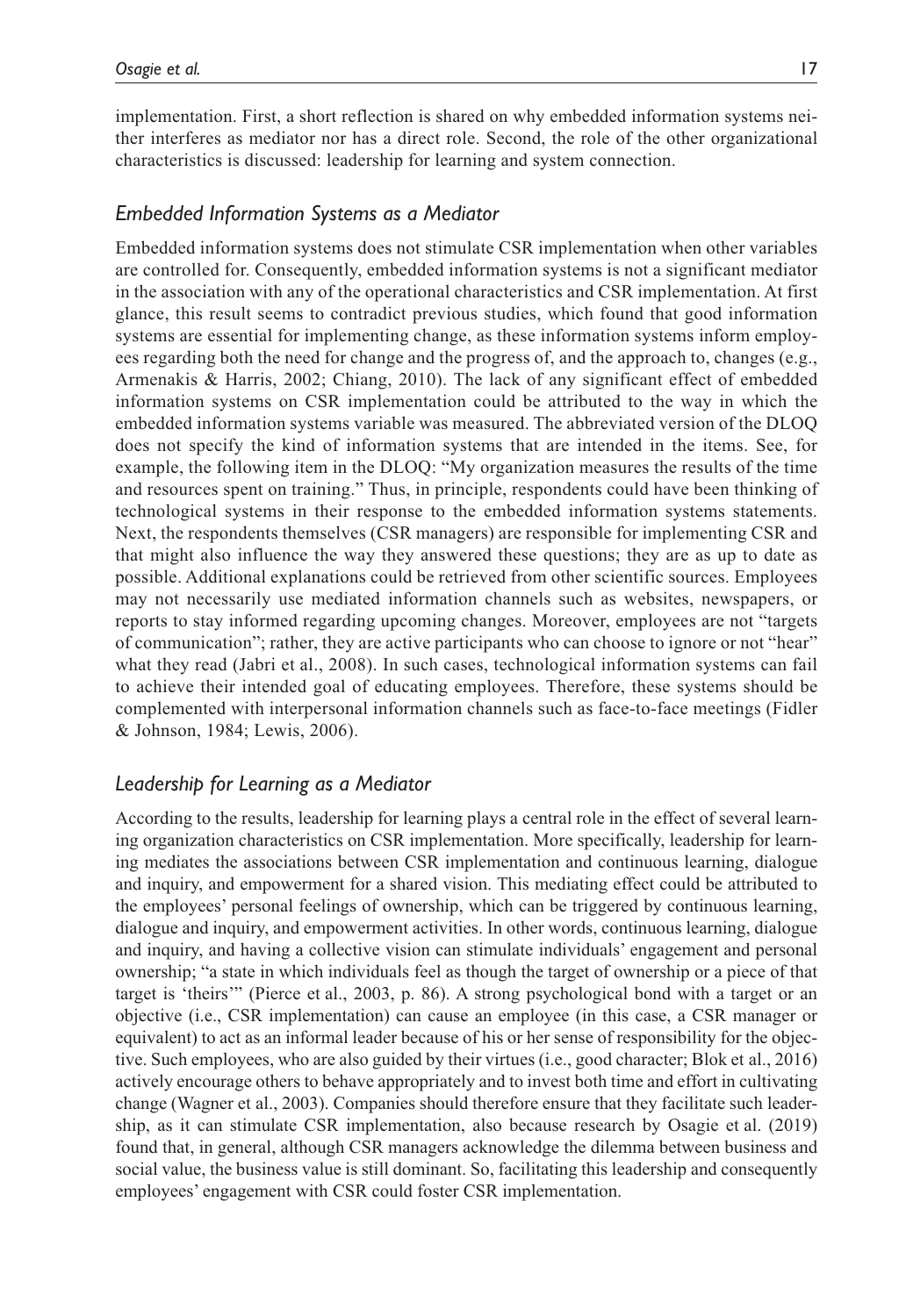implementation. First, a short reflection is shared on why embedded information systems neither interferes as mediator nor has a direct role. Second, the role of the other organizational characteristics is discussed: leadership for learning and system connection.

### *Embedded Information Systems as a Mediator*

Embedded information systems does not stimulate CSR implementation when other variables are controlled for. Consequently, embedded information systems is not a significant mediator in the association with any of the operational characteristics and CSR implementation. At first glance, this result seems to contradict previous studies, which found that good information systems are essential for implementing change, as these information systems inform employees regarding both the need for change and the progress of, and the approach to, changes (e.g., Armenakis & Harris, 2002; Chiang, 2010). The lack of any significant effect of embedded information systems on CSR implementation could be attributed to the way in which the embedded information systems variable was measured. The abbreviated version of the DLOQ does not specify the kind of information systems that are intended in the items. See, for example, the following item in the DLOQ: "My organization measures the results of the time and resources spent on training." Thus, in principle, respondents could have been thinking of technological systems in their response to the embedded information systems statements. Next, the respondents themselves (CSR managers) are responsible for implementing CSR and that might also influence the way they answered these questions; they are as up to date as possible. Additional explanations could be retrieved from other scientific sources. Employees may not necessarily use mediated information channels such as websites, newspapers, or reports to stay informed regarding upcoming changes. Moreover, employees are not "targets of communication"; rather, they are active participants who can choose to ignore or not "hear" what they read (Jabri et al., 2008). In such cases, technological information systems can fail to achieve their intended goal of educating employees. Therefore, these systems should be complemented with interpersonal information channels such as face-to-face meetings (Fidler & Johnson, 1984; Lewis, 2006).

### *Leadership for Learning as a Mediator*

According to the results, leadership for learning plays a central role in the effect of several learning organization characteristics on CSR implementation. More specifically, leadership for learning mediates the associations between CSR implementation and continuous learning, dialogue and inquiry, and empowerment for a shared vision. This mediating effect could be attributed to the employees' personal feelings of ownership, which can be triggered by continuous learning, dialogue and inquiry, and empowerment activities. In other words, continuous learning, dialogue and inquiry, and having a collective vision can stimulate individuals' engagement and personal ownership; "a state in which individuals feel as though the target of ownership or a piece of that target is 'theirs'" (Pierce et al., 2003, p. 86). A strong psychological bond with a target or an objective (i.e., CSR implementation) can cause an employee (in this case, a CSR manager or equivalent) to act as an informal leader because of his or her sense of responsibility for the objective. Such employees, who are also guided by their virtues (i.e., good character; Blok et al., 2016) actively encourage others to behave appropriately and to invest both time and effort in cultivating change (Wagner et al., 2003). Companies should therefore ensure that they facilitate such leadership, as it can stimulate CSR implementation, also because research by Osagie et al. (2019) found that, in general, although CSR managers acknowledge the dilemma between business and social value, the business value is still dominant. So, facilitating this leadership and consequently employees' engagement with CSR could foster CSR implementation.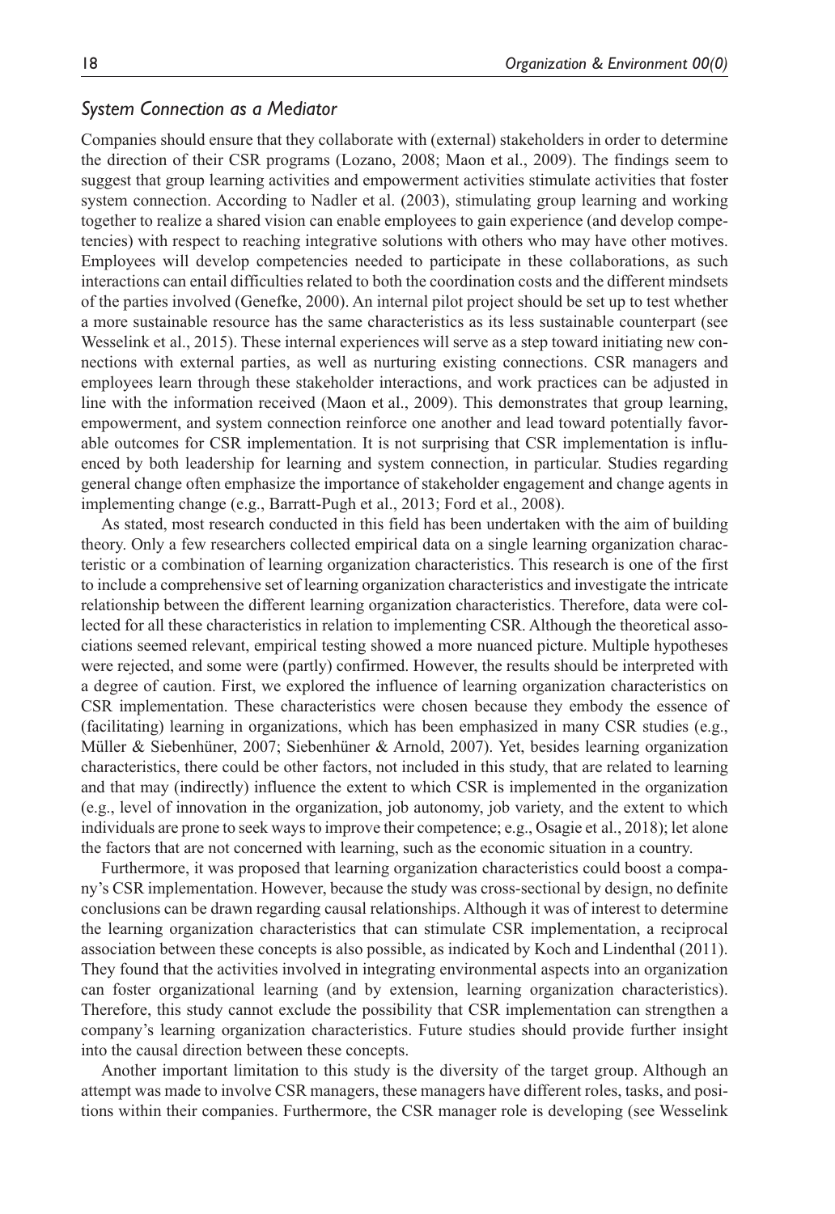### *System Connection as a Mediator*

Companies should ensure that they collaborate with (external) stakeholders in order to determine the direction of their CSR programs (Lozano, 2008; Maon et al., 2009). The findings seem to suggest that group learning activities and empowerment activities stimulate activities that foster system connection. According to Nadler et al. (2003), stimulating group learning and working together to realize a shared vision can enable employees to gain experience (and develop competencies) with respect to reaching integrative solutions with others who may have other motives. Employees will develop competencies needed to participate in these collaborations, as such interactions can entail difficulties related to both the coordination costs and the different mindsets of the parties involved (Genefke, 2000). An internal pilot project should be set up to test whether a more sustainable resource has the same characteristics as its less sustainable counterpart (see Wesselink et al., 2015). These internal experiences will serve as a step toward initiating new connections with external parties, as well as nurturing existing connections. CSR managers and employees learn through these stakeholder interactions, and work practices can be adjusted in line with the information received (Maon et al., 2009). This demonstrates that group learning, empowerment, and system connection reinforce one another and lead toward potentially favorable outcomes for CSR implementation. It is not surprising that CSR implementation is influenced by both leadership for learning and system connection, in particular. Studies regarding general change often emphasize the importance of stakeholder engagement and change agents in implementing change (e.g., Barratt-Pugh et al., 2013; Ford et al., 2008).

As stated, most research conducted in this field has been undertaken with the aim of building theory. Only a few researchers collected empirical data on a single learning organization characteristic or a combination of learning organization characteristics. This research is one of the first to include a comprehensive set of learning organization characteristics and investigate the intricate relationship between the different learning organization characteristics. Therefore, data were collected for all these characteristics in relation to implementing CSR. Although the theoretical associations seemed relevant, empirical testing showed a more nuanced picture. Multiple hypotheses were rejected, and some were (partly) confirmed. However, the results should be interpreted with a degree of caution. First, we explored the influence of learning organization characteristics on CSR implementation. These characteristics were chosen because they embody the essence of (facilitating) learning in organizations, which has been emphasized in many CSR studies (e.g., Müller & Siebenhüner, 2007; Siebenhüner & Arnold, 2007). Yet, besides learning organization characteristics, there could be other factors, not included in this study, that are related to learning and that may (indirectly) influence the extent to which CSR is implemented in the organization (e.g., level of innovation in the organization, job autonomy, job variety, and the extent to which individuals are prone to seek ways to improve their competence; e.g., Osagie et al., 2018); let alone the factors that are not concerned with learning, such as the economic situation in a country.

Furthermore, it was proposed that learning organization characteristics could boost a company's CSR implementation. However, because the study was cross-sectional by design, no definite conclusions can be drawn regarding causal relationships. Although it was of interest to determine the learning organization characteristics that can stimulate CSR implementation, a reciprocal association between these concepts is also possible, as indicated by Koch and Lindenthal (2011). They found that the activities involved in integrating environmental aspects into an organization can foster organizational learning (and by extension, learning organization characteristics). Therefore, this study cannot exclude the possibility that CSR implementation can strengthen a company's learning organization characteristics. Future studies should provide further insight into the causal direction between these concepts.

Another important limitation to this study is the diversity of the target group. Although an attempt was made to involve CSR managers, these managers have different roles, tasks, and positions within their companies. Furthermore, the CSR manager role is developing (see Wesselink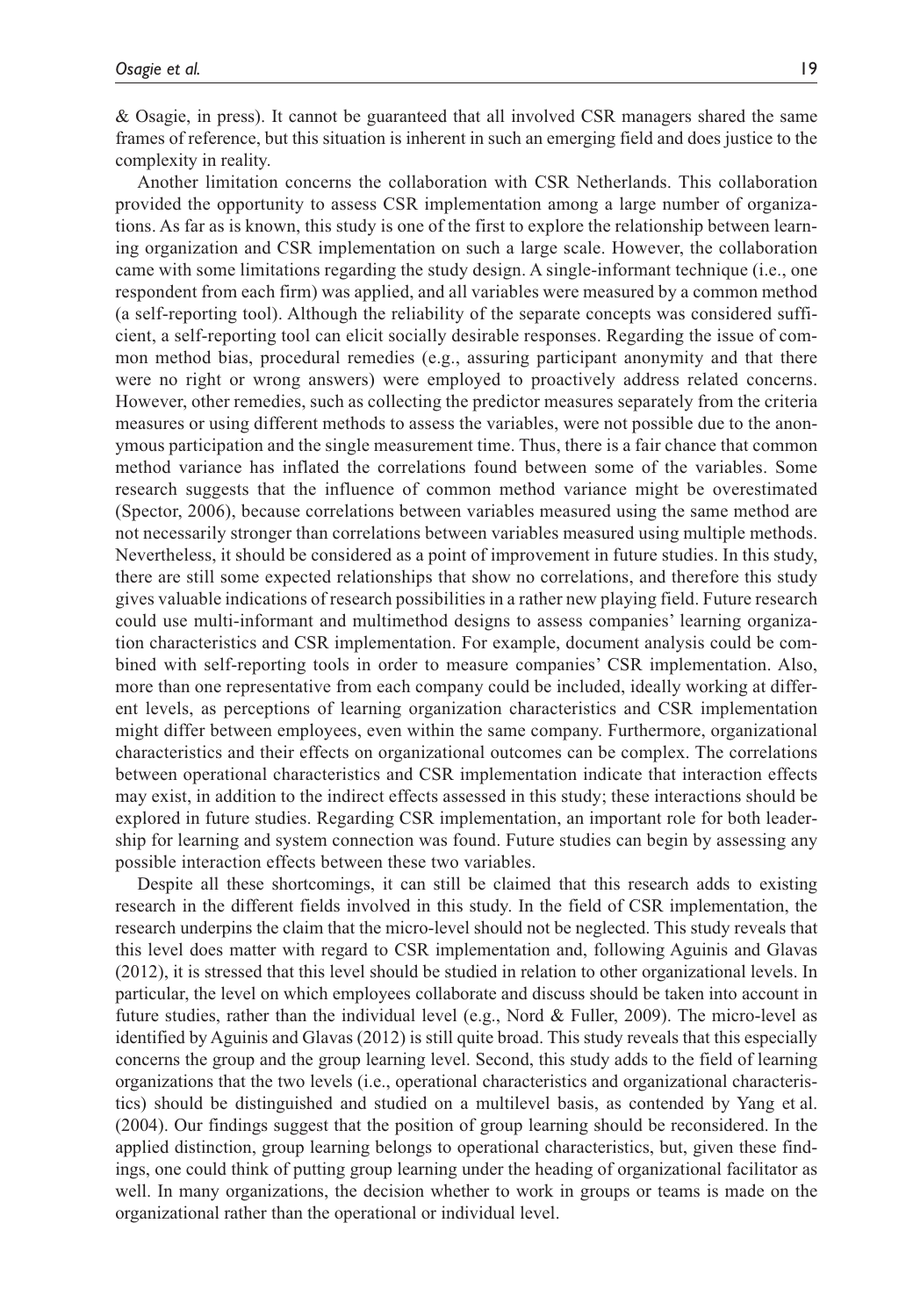& Osagie, in press). It cannot be guaranteed that all involved CSR managers shared the same frames of reference, but this situation is inherent in such an emerging field and does justice to the complexity in reality.

Another limitation concerns the collaboration with CSR Netherlands. This collaboration provided the opportunity to assess CSR implementation among a large number of organizations. As far as is known, this study is one of the first to explore the relationship between learning organization and CSR implementation on such a large scale. However, the collaboration came with some limitations regarding the study design. A single-informant technique (i.e., one respondent from each firm) was applied, and all variables were measured by a common method (a self-reporting tool). Although the reliability of the separate concepts was considered sufficient, a self-reporting tool can elicit socially desirable responses. Regarding the issue of common method bias, procedural remedies (e.g., assuring participant anonymity and that there were no right or wrong answers) were employed to proactively address related concerns. However, other remedies, such as collecting the predictor measures separately from the criteria measures or using different methods to assess the variables, were not possible due to the anonymous participation and the single measurement time. Thus, there is a fair chance that common method variance has inflated the correlations found between some of the variables. Some research suggests that the influence of common method variance might be overestimated (Spector, 2006), because correlations between variables measured using the same method are not necessarily stronger than correlations between variables measured using multiple methods. Nevertheless, it should be considered as a point of improvement in future studies. In this study, there are still some expected relationships that show no correlations, and therefore this study gives valuable indications of research possibilities in a rather new playing field. Future research could use multi-informant and multimethod designs to assess companies' learning organization characteristics and CSR implementation. For example, document analysis could be combined with self-reporting tools in order to measure companies' CSR implementation. Also, more than one representative from each company could be included, ideally working at different levels, as perceptions of learning organization characteristics and CSR implementation might differ between employees, even within the same company. Furthermore, organizational characteristics and their effects on organizational outcomes can be complex. The correlations between operational characteristics and CSR implementation indicate that interaction effects may exist, in addition to the indirect effects assessed in this study; these interactions should be explored in future studies. Regarding CSR implementation, an important role for both leadership for learning and system connection was found. Future studies can begin by assessing any possible interaction effects between these two variables.

Despite all these shortcomings, it can still be claimed that this research adds to existing research in the different fields involved in this study. In the field of CSR implementation, the research underpins the claim that the micro-level should not be neglected. This study reveals that this level does matter with regard to CSR implementation and, following Aguinis and Glavas (2012), it is stressed that this level should be studied in relation to other organizational levels. In particular, the level on which employees collaborate and discuss should be taken into account in future studies, rather than the individual level (e.g., Nord & Fuller, 2009). The micro-level as identified by Aguinis and Glavas (2012) is still quite broad. This study reveals that this especially concerns the group and the group learning level. Second, this study adds to the field of learning organizations that the two levels (i.e., operational characteristics and organizational characteristics) should be distinguished and studied on a multilevel basis, as contended by Yang et al. (2004). Our findings suggest that the position of group learning should be reconsidered. In the applied distinction, group learning belongs to operational characteristics, but, given these findings, one could think of putting group learning under the heading of organizational facilitator as well. In many organizations, the decision whether to work in groups or teams is made on the organizational rather than the operational or individual level.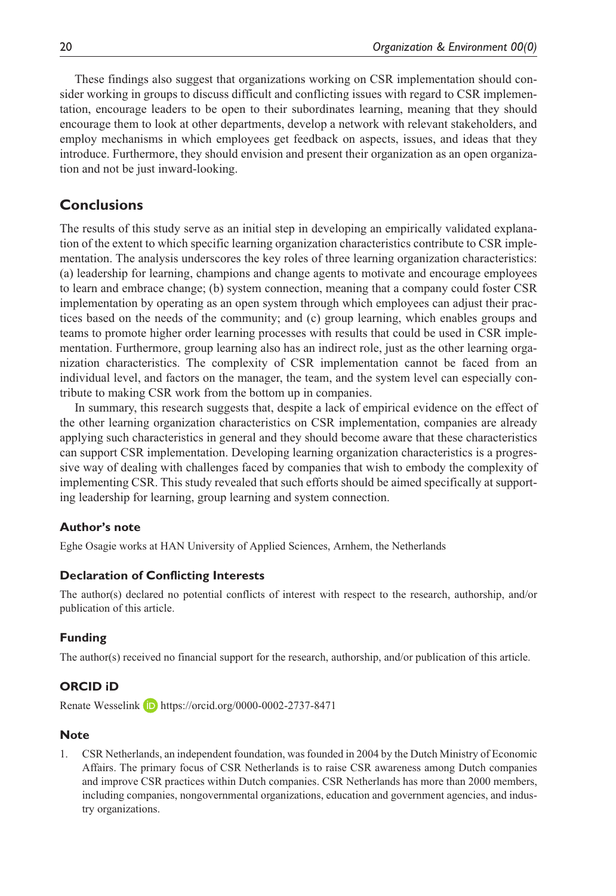These findings also suggest that organizations working on CSR implementation should consider working in groups to discuss difficult and conflicting issues with regard to CSR implementation, encourage leaders to be open to their subordinates learning, meaning that they should encourage them to look at other departments, develop a network with relevant stakeholders, and employ mechanisms in which employees get feedback on aspects, issues, and ideas that they introduce. Furthermore, they should envision and present their organization as an open organization and not be just inward-looking.

## Conclusions

The results of this study serve as an initial step in developing an empirically validated explanation of the extent to which specific learning organization characteristics contribute to CSR implementation. The analysis underscores the key roles of three learning organization characteristics: (a) leadership for learning, champions and change agents to motivate and encourage employees to learn and embrace change; (b) system connection, meaning that a company could foster CSR implementation by operating as an open system through which employees can adjust their practices based on the needs of the community; and (c) group learning, which enables groups and teams to promote higher order learning processes with results that could be used in CSR implementation. Furthermore, group learning also has an indirect role, just as the other learning organization characteristics. The complexity of CSR implementation cannot be faced from an individual level, and factors on the manager, the team, and the system level can especially contribute to making CSR work from the bottom up in companies.

In summary, this research suggests that, despite a lack of empirical evidence on the effect of the other learning organization characteristics on CSR implementation, companies are already applying such characteristics in general and they should become aware that these characteristics can support CSR implementation. Developing learning organization characteristics is a progressive way of dealing with challenges faced by companies that wish to embody the complexity of implementing CSR. This study revealed that such efforts should be aimed specifically at supporting leadership for learning, group learning and system connection.

### Author's note

Eghe Osagie works at HAN University of Applied Sciences, Arnhem, the Netherlands

### Declaration of Conflicting Interests

The author(s) declared no potential conflicts of interest with respect to the research, authorship, and/or publication of this article.

### Funding

The author(s) received no financial support for the research, authorship, and/or publication of this article.

### ORCID iD

Renate Wesselink https://orcid.org/0000-0002-2737-8471

### Note

1. CSR Netherlands, an independent foundation, was founded in 2004 by the Dutch Ministry of Economic Affairs. The primary focus of CSR Netherlands is to raise CSR awareness among Dutch companies and improve CSR practices within Dutch companies. CSR Netherlands has more than 2000 members, including companies, nongovernmental organizations, education and government agencies, and industry organizations.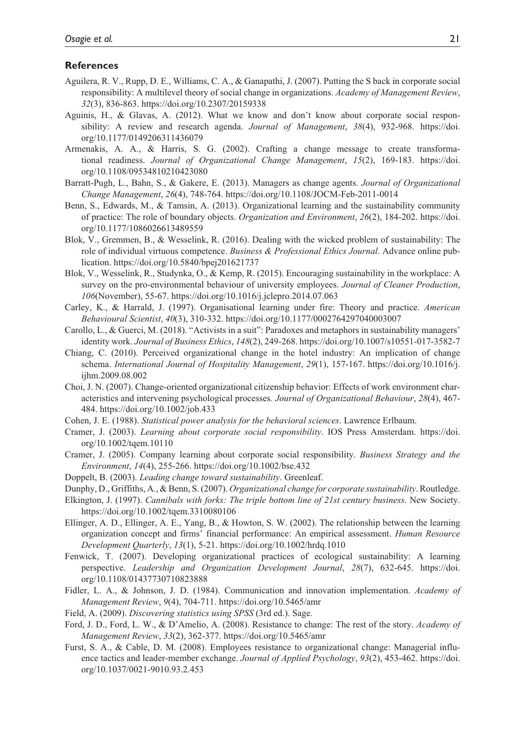## References

Aguilera, R. V., Rupp, D. E., Williams, C. A., & Ganapathi, J. (2007). Putting the S back in corporate social responsibility: A multilevel theory of social change in organizations. *Academy of Management Review*, *32*(3), 836-863. https://doi.org/10.2307/20159338

Aguinis, H., & Glavas, A. (2012). What we know and don't know about corporate social responsibility: A review and research agenda. *Journal of Management*, *38*(4), 932-968. https://doi.org/10.1177/0149206311436079

Armenakis, A. A., & Harris, S. G. (2002). Crafting a change message to create transformational readiness. *Journal of Organizational Change Management*, *15*(2), 169-183. https://doi.org/10.1108/09534810210423080

Barratt-Pugh, L., Bahn, S., & Gakere, E. (2013). Managers as change agents. *Journal of Organizational Change Management*, *26*(4), 748-764. https://doi.org/10.1108/JOCM-Feb-2011-0014

Benn, S., Edwards, M., & Tamsin, A. (2013). Organizational learning and the sustainability community of practice: The role of boundary objects. *Organization and Environment*, *26*(2), 184-202. https://doi.org/10.1177/1086026613489559

Blok, V., Gremmen, B., & Wesselink, R. (2016). Dealing with the wicked problem of sustainability: The role of individual virtuous competence. *Business & Professional Ethics Journal*. Advance online publication. https://doi.org/10.5840/bpej201621737

Blok, V., Wesselink, R., Studynka, O., & Kemp, R. (2015). Encouraging sustainability in the workplace: A survey on the pro-environmental behaviour of university employees. *Journal of Cleaner Production*, *106*(November), 55-67. https://doi.org/10.1016/j.jclepro.2014.07.063

Carley, K., & Harrald, J. (1997). Organisational learning under fire: Theory and practice. *American Behavioural Scientist*, *40*(3), 310-332. https://doi.org/10.1177/0002764297040003007

Carollo, L., & Guerci, M. (2018). "Activists in a suit": Paradoxes and metaphors in sustainability managers' identity work. *Journal of Business Ethics*, *148*(2), 249-268. https://doi.org/10.1007/s10551-017-3582-7

Chiang, C. (2010). Perceived organizational change in the hotel industry: An implication of change schema. *International Journal of Hospitality Management*, *29*(1), 157-167. https://doi.org/10.1016/j.ijhm.2009.08.002

Choi, J. N. (2007). Change-oriented organizational citizenship behavior: Effects of work environment characteristics and intervening psychological processes. *Journal of Organizational Behaviour*, *28*(4), 467-484. https://doi.org/10.1002/job.433

Cohen, J. E. (1988). *Statistical power analysis for the behavioral sciences*. Lawrence Erlbaum.

Cramer, J. (2003). *Learning about corporate social responsibility*. IOS Press Amsterdam. https://doi.org/10.1002/tqem.10110

Cramer, J. (2005). Company learning about corporate social responsibility. *Business Strategy and the Environment*, *14*(4), 255-266. https://doi.org/10.1002/bse.432

Doppelt, B. (2003). *Leading change toward sustainability*. Greenleaf.

Dunphy, D., Griffiths, A., & Benn, S. (2007). *Organizational change for corporate sustainability*. Routledge.

Elkington, J. (1997). *Cannibals with forks: The triple bottom line of 21st century business*. New Society. https://doi.org/10.1002/tqem.3310080106

Ellinger, A. D., Ellinger, A. E., Yang, B., & Howton, S. W. (2002). The relationship between the learning organization concept and firms' financial performance: An empirical assessment. *Human Resource Development Quarterly*, *13*(1), 5-21. https://doi.org/10.1002/hrdq.1010

Fenwick, T. (2007). Developing organizational practices of ecological sustainability: A learning perspective. *Leadership and Organization Development Journal*, *28*(7), 632-645. https://doi.org/10.1108/01437730710823888

Fidler, L. A., & Johnson, J. D. (1984). Communication and innovation implementation. *Academy of Management Review*, *9*(4), 704-711. https://doi.org/10.5465/amr

Field, A. (2009). *Discovering statistics using SPSS* (3rd ed.). Sage.

Ford, J. D., Ford, L. W., & D'Amelio, A. (2008). Resistance to change: The rest of the story. *Academy of Management Review*, *33*(2), 362-377. https://doi.org/10.5465/amr

Furst, S. A., & Cable, D. M. (2008). Employees resistance to organizational change: Managerial influence tactics and leader-member exchange. *Journal of Applied Psychology*, *93*(2), 453-462. https://doi.org/10.1037/0021-9010.93.2.453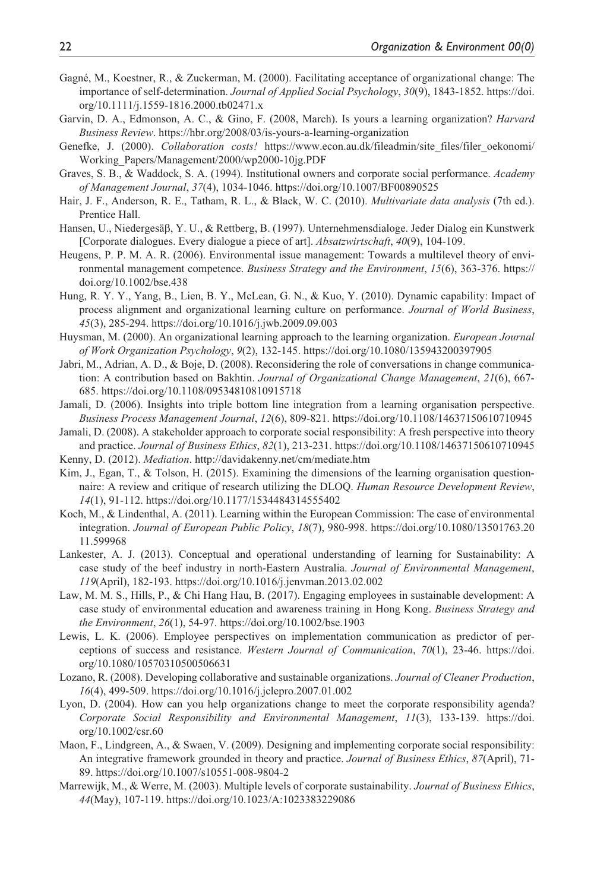Gagné, M., Koestner, R., & Zuckerman, M. (2000). Facilitating acceptance of organizational change: The importance of self-determination. *Journal of Applied Social Psychology*, *30*(9), 1843-1852. https://doi.org/10.1111/j.1559-1816.2000.tb02471.x

Garvin, D. A., Edmonson, A. C., & Gino, F. (2008, March). Is yours a learning organization? *Harvard Business Review*. https://hbr.org/2008/03/is-yours-a-learning-organization

Genefke, J. (2000). *Collaboration costs!* https://www.econ.au.dk/fileadmin/site_files/filer_oekonomi/Working_Papers/Management/2000/wp2000-10jg.PDF

Graves, S. B., & Waddock, S. A. (1994). Institutional owners and corporate social performance. *Academy of Management Journal*, *37*(4), 1034-1046. https://doi.org/10.1007/BF00890525

Hair, J. F., Anderson, R. E., Tatham, R. L., & Black, W. C. (2010). *Multivariate data analysis* (7th ed.). Prentice Hall.

Hansen, U., Niedergesäβ, Y. U., & Rettberg, B. (1997). Unternehmensdialoge. Jeder Dialog ein Kunstwerk [Corporate dialogues. Every dialogue a piece of art]. *Absatzwirtschaft*, *40*(9), 104-109.

Heugens, P. P. M. A. R. (2006). Environmental issue management: Towards a multilevel theory of environmental management competence. *Business Strategy and the Environment*, *15*(6), 363-376. https://doi.org/10.1002/bse.438

Hung, R. Y. Y., Yang, B., Lien, B. Y., McLean, G. N., & Kuo, Y. (2010). Dynamic capability: Impact of process alignment and organizational learning culture on performance. *Journal of World Business*, *45*(3), 285-294. https://doi.org/10.1016/j.jwb.2009.09.003

Huysman, M. (2000). An organizational learning approach to the learning organization. *European Journal of Work Organization Psychology*, *9*(2), 132-145. https://doi.org/10.1080/135943200397905

Jabri, M., Adrian, A. D., & Boje, D. (2008). Reconsidering the role of conversations in change communication: A contribution based on Bakhtin. *Journal of Organizational Change Management*, *21*(6), 667-685. https://doi.org/10.1108/09534810810915718

Jamali, D. (2006). Insights into triple bottom line integration from a learning organisation perspective. *Business Process Management Journal*, *12*(6), 809-821. https://doi.org/10.1108/14637150610710945

Jamali, D. (2008). A stakeholder approach to corporate social responsibility: A fresh perspective into theory and practice. *Journal of Business Ethics*, *82*(1), 213-231. https://doi.org/10.1108/14637150610710945

Kenny, D. (2012). *Mediation*. http://davidakenny.net/cm/mediate.htm

Kim, J., Egan, T., & Tolson, H. (2015). Examining the dimensions of the learning organisation questionnaire: A review and critique of research utilizing the DLOQ. *Human Resource Development Review*, *14*(1), 91-112. https://doi.org/10.1177/1534484314555402

Koch, M., & Lindenthal, A. (2011). Learning within the European Commission: The case of environmental integration. *Journal of European Public Policy*, *18*(7), 980-998. https://doi.org/10.1080/13501763.2011.599968

Lankester, A. J. (2013). Conceptual and operational understanding of learning for Sustainability: A case study of the beef industry in north-Eastern Australia. *Journal of Environmental Management*, *119*(April), 182-193. https://doi.org/10.1016/j.jenvman.2013.02.002

Law, M. M. S., Hills, P., & Chi Hang Hau, B. (2017). Engaging employees in sustainable development: A case study of environmental education and awareness training in Hong Kong. *Business Strategy and the Environment*, *26*(1), 54-97. https://doi.org/10.1002/bse.1903

Lewis, L. K. (2006). Employee perspectives on implementation communication as predictor of perceptions of success and resistance. *Western Journal of Communication*, *70*(1), 23-46. https://doi.org/10.1080/10570310500506631

Lozano, R. (2008). Developing collaborative and sustainable organizations. *Journal of Cleaner Production*, *16*(4), 499-509. https://doi.org/10.1016/j.jclepro.2007.01.002

Lyon, D. (2004). How can you help organizations change to meet the corporate responsibility agenda? *Corporate Social Responsibility and Environmental Management*, *11*(3), 133-139. https://doi.org/10.1002/csr.60

Maon, F., Lindgreen, A., & Swaen, V. (2009). Designing and implementing corporate social responsibility: An integrative framework grounded in theory and practice. *Journal of Business Ethics*, *87*(April), 71-89. https://doi.org/10.1007/s10551-008-9804-2

Marrewijk, M., & Werre, M. (2003). Multiple levels of corporate sustainability. *Journal of Business Ethics*, *44*(May), 107-119. https://doi.org/10.1023/A:1023383229086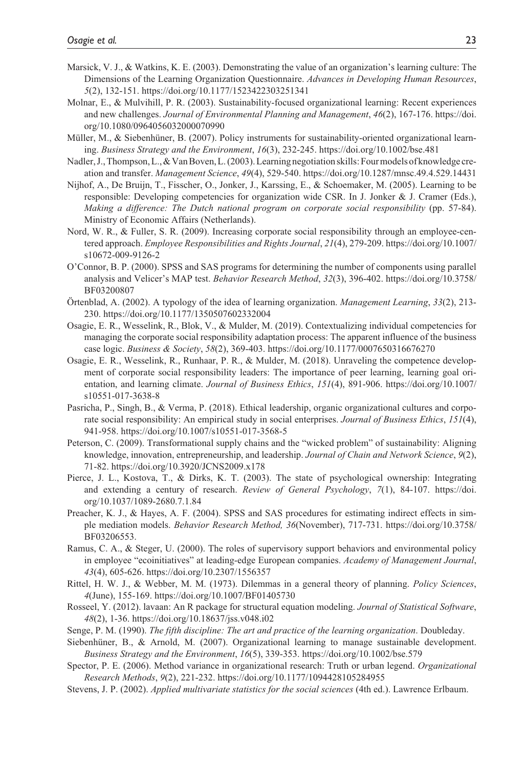Marsick, V. J., & Watkins, K. E. (2003). Demonstrating the value of an organization's learning culture: The Dimensions of the Learning Organization Questionnaire. *Advances in Developing Human Resources*, *5*(2), 132-151. https://doi.org/10.1177/1523422303251341

Molnar, E., & Mulvihill, P. R. (2003). Sustainability-focused organizational learning: Recent experiences and new challenges. *Journal of Environmental Planning and Management*, *46*(2), 167-176. https://doi.org/10.1080/0964056032000070990

Müller, M., & Siebenhüner, B. (2007). Policy instruments for sustainability-oriented organizational learning. *Business Strategy and the Environment*, *16*(3), 232-245. https://doi.org/10.1002/bse.481

Nadler, J., Thompson, L., & Van Boven, L. (2003). Learning negotiation skills: Four models of knowledge creation and transfer. *Management Science*, *49*(4), 529-540. https://doi.org/10.1287/mnsc.49.4.529.14431

Nijhof, A., De Bruijn, T., Fisscher, O., Jonker, J., Karssing, E., & Schoemaker, M. (2005). Learning to be responsible: Developing competencies for organization wide CSR. In J. Jonker & J. Cramer (Eds.), *Making a difference: The Dutch national program on corporate social responsibility* (pp. 57-84). Ministry of Economic Affairs (Netherlands).

Nord, W. R., & Fuller, S. R. (2009). Increasing corporate social responsibility through an employee-centered approach. *Employee Responsibilities and Rights Journal*, *21*(4), 279-209. https://doi.org/10.1007/s10672-009-9126-2

O'Connor, B. P. (2000). SPSS and SAS programs for determining the number of components using parallel analysis and Velicer's MAP test. *Behavior Research Method*, *32*(3), 396-402. https://doi.org/10.3758/BF03200807

Örtenblad, A. (2002). A typology of the idea of learning organization. *Management Learning*, *33*(2), 213-230. https://doi.org/10.1177/1350507602332004

Osagie, E. R., Wesselink, R., Blok, V., & Mulder, M. (2019). Contextualizing individual competencies for managing the corporate social responsibility adaptation process: The apparent influence of the business case logic. *Business & Society*, *58*(2), 369-403. https://doi.org/10.1177/0007650316676270

Osagie, E. R., Wesselink, R., Runhaar, P. R., & Mulder, M. (2018). Unraveling the competence development of corporate social responsibility leaders: The importance of peer learning, learning goal orientation, and learning climate. *Journal of Business Ethics*, *151*(4), 891-906. https://doi.org/10.1007/s10551-017-3638-8

Pasricha, P., Singh, B., & Verma, P. (2018). Ethical leadership, organic organizational cultures and corporate social responsibility: An empirical study in social enterprises. *Journal of Business Ethics*, *151*(4), 941-958. https://doi.org/10.1007/s10551-017-3568-5

Peterson, C. (2009). Transformational supply chains and the "wicked problem" of sustainability: Aligning knowledge, innovation, entrepreneurship, and leadership. *Journal of Chain and Network Science*, *9*(2), 71-82. https://doi.org/10.3920/JCNS2009.x178

Pierce, J. L., Kostova, T., & Dirks, K. T. (2003). The state of psychological ownership: Integrating and extending a century of research. *Review of General Psychology*, *7*(1), 84-107. https://doi.org/10.1037/1089-2680.7.1.84

Preacher, K. J., & Hayes, A. F. (2004). SPSS and SAS procedures for estimating indirect effects in simple mediation models. *Behavior Research Method, 36*(November), 717-731. https://doi.org/10.3758/BF03206553.

Ramus, C. A., & Steger, U. (2000). The roles of supervisory support behaviors and environmental policy in employee "ecoinitiatives" at leading-edge European companies. *Academy of Management Journal*, *43*(4), 605-626. https://doi.org/10.2307/1556357

Rittel, H. W. J., & Webber, M. M. (1973). Dilemmas in a general theory of planning. *Policy Sciences*, *4*(June), 155-169. https://doi.org/10.1007/BF01405730

Rosseel, Y. (2012). lavaan: An R package for structural equation modeling. *Journal of Statistical Software*, *48*(2), 1-36. https://doi.org/10.18637/jss.v048.i02

Senge, P. M. (1990). *The fifth discipline: The art and practice of the learning organization*. Doubleday.

Siebenhüner, B., & Arnold, M. (2007). Organizational learning to manage sustainable development. *Business Strategy and the Environment*, *16*(5), 339-353. https://doi.org/10.1002/bse.579

Spector, P. E. (2006). Method variance in organizational research: Truth or urban legend. *Organizational Research Methods*, *9*(2), 221-232. https://doi.org/10.1177/1094428105284955

Stevens, J. P. (2002). *Applied multivariate statistics for the social sciences* (4th ed.). Lawrence Erlbaum.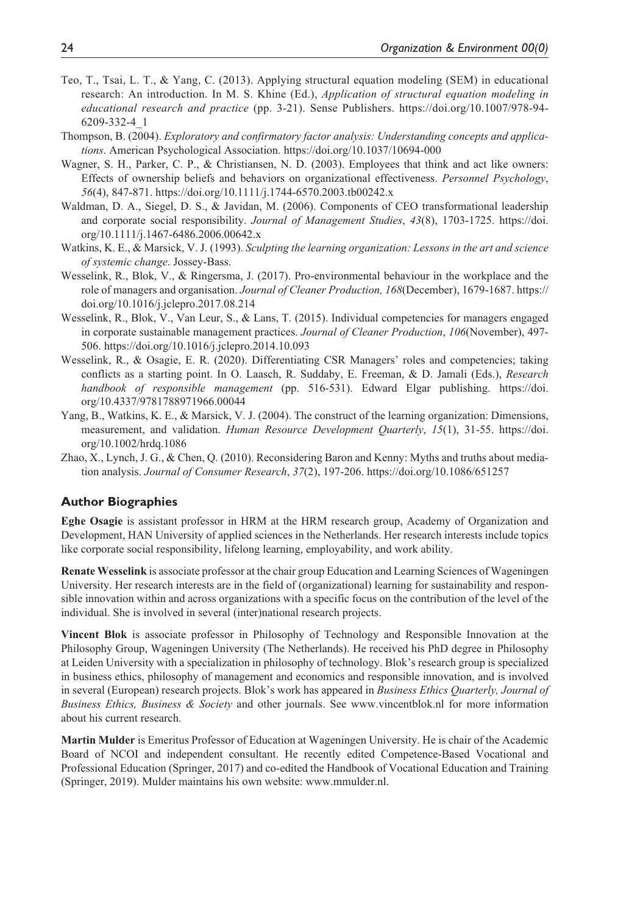Teo, T., Tsai, L. T., & Yang, C. (2013). Applying structural equation modeling (SEM) in educational research: An introduction. In M. S. Khine (Ed.), *Application of structural equation modeling in educational research and practice* (pp. 3-21). Sense Publishers. https://doi.org/10.1007/978-94-6209-332-4_1

Thompson, B. (2004). *Exploratory and confirmatory factor analysis: Understanding concepts and applications*. American Psychological Association. https://doi.org/10.1037/10694-000

Wagner, S. H., Parker, C. P., & Christiansen, N. D. (2003). Employees that think and act like owners: Effects of ownership beliefs and behaviors on organizational effectiveness. *Personnel Psychology*, *56*(4), 847-871. https://doi.org/10.1111/j.1744-6570.2003.tb00242.x

Waldman, D. A., Siegel, D. S., & Javidan, M. (2006). Components of CEO transformational leadership and corporate social responsibility. *Journal of Management Studies*, *43*(8), 1703-1725. https://doi.org/10.1111/j.1467-6486.2006.00642.x

Watkins, K. E., & Marsick, V. J. (1993). *Sculpting the learning organization: Lessons in the art and science of systemic change*. Jossey-Bass.

Wesselink, R., Blok, V., & Ringersma, J. (2017). Pro-environmental behaviour in the workplace and the role of managers and organisation. *Journal of Cleaner Production, 168*(December), 1679-1687. https://doi.org/10.1016/j.jclepro.2017.08.214

Wesselink, R., Blok, V., Van Leur, S., & Lans, T. (2015). Individual competencies for managers engaged in corporate sustainable management practices. *Journal of Cleaner Production*, *106*(November), 497-506. https://doi.org/10.1016/j.jclepro.2014.10.093

Wesselink, R., & Osagie, E. R. (2020). Differentiating CSR Managers' roles and competencies; taking conflicts as a starting point. In O. Laasch, R. Suddaby, E. Freeman, & D. Jamali (Eds.), *Research handbook of responsible management* (pp. 516-531). Edward Elgar publishing. https://doi.org/10.4337/9781788971966.00044

Yang, B., Watkins, K. E., & Marsick, V. J. (2004). The construct of the learning organization: Dimensions, measurement, and validation. *Human Resource Development Quarterly*, *15*(1), 31-55. https://doi.org/10.1002/hrdq.1086

Zhao, X., Lynch, J. G., & Chen, Q. (2010). Reconsidering Baron and Kenny: Myths and truths about mediation analysis. *Journal of Consumer Research*, *37*(2), 197-206. https://doi.org/10.1086/651257

## Author Biographies

**Eghe Osagie** is assistant professor in HRM at the HRM research group, Academy of Organization and Development, HAN University of applied sciences in the Netherlands. Her research interests include topics like corporate social responsibility, lifelong learning, employability, and work ability.

**Renate Wesselink** is associate professor at the chair group Education and Learning Sciences of Wageningen University. Her research interests are in the field of (organizational) learning for sustainability and responsible innovation within and across organizations with a specific focus on the contribution of the level of the individual. She is involved in several (inter)national research projects.

**Vincent Blok** is associate professor in Philosophy of Technology and Responsible Innovation at the Philosophy Group, Wageningen University (The Netherlands). He received his PhD degree in Philosophy at Leiden University with a specialization in philosophy of technology. Blok's research group is specialized in business ethics, philosophy of management and economics and responsible innovation, and is involved in several (European) research projects. Blok's work has appeared in *Business Ethics Quarterly, Journal of Business Ethics, Business & Society* and other journals. See www.vincentblok.nl for more information about his current research.

**Martin Mulder** is Emeritus Professor of Education at Wageningen University. He is chair of the Academic Board of NCOI and independent consultant. He recently edited Competence-Based Vocational and Professional Education (Springer, 2017) and co-edited the Handbook of Vocational Education and Training (Springer, 2019). Mulder maintains his own website: www.mmulder.nl.